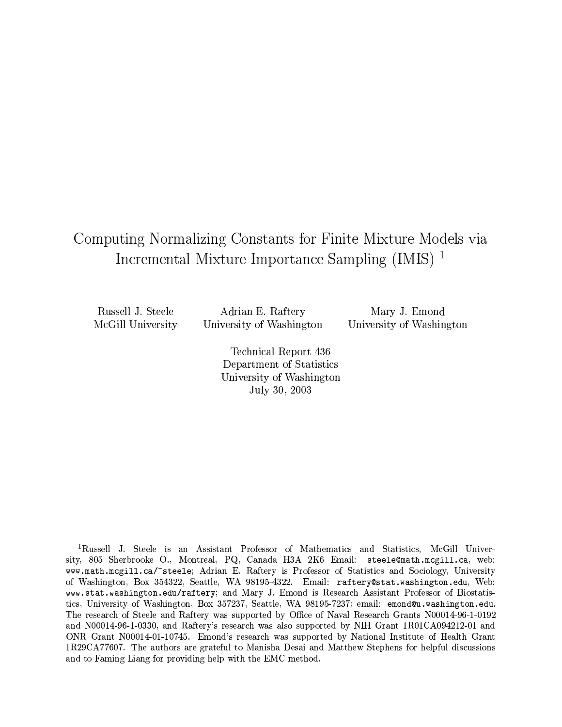# Computing Normalizing Constants for Finite Mixture Models via Incremental Mixture Importance Sampling (IMIS) [1]

Russell J. Steele
McGill University

Adrian E. Raftery
University of Washington

Mary J. Emond
University of Washington

Technical Report 436
Department of Statistics
University of Washington
July 30, 2003

---

[1] Russell J. Steele is an Assistant Professor of Mathematics and Statistics, McGill University, 805 Sherbrooke O., Montreal, PQ, Canada H3A 2K6 Email: `steele@math.mcgill.ca`, web: `www.math.mcgill.ca/~steele`; Adrian E. Raftery is Professor of Statistics and Sociology, University of Washington, Box 354322, Seattle, WA 98195-4322. Email: `raftery@stat.washington.edu`, Web: `www.stat.washington.edu/raftery`; and Mary J. Emond is Research Assistant Professor of Biostatistics, University of Washington, Box 357237, Seattle, WA 98195-7237; email: `emond@u.washington.edu`. The research of Steele and Raftery was supported by Office of Naval Research Grants N00014-96-1-0192 and N00014-96-1-0330, and Raftery's research was also supported by NIH Grant 1R01CA094212-01 and ONR Grant N00014-01-10745. Emond's research was supported by National Institute of Health Grant 1R29CA77607. The authors are grateful to Manisha Desai and Matthew Stephens for helpful discussions and to Faming Liang for providing help with the EMC method.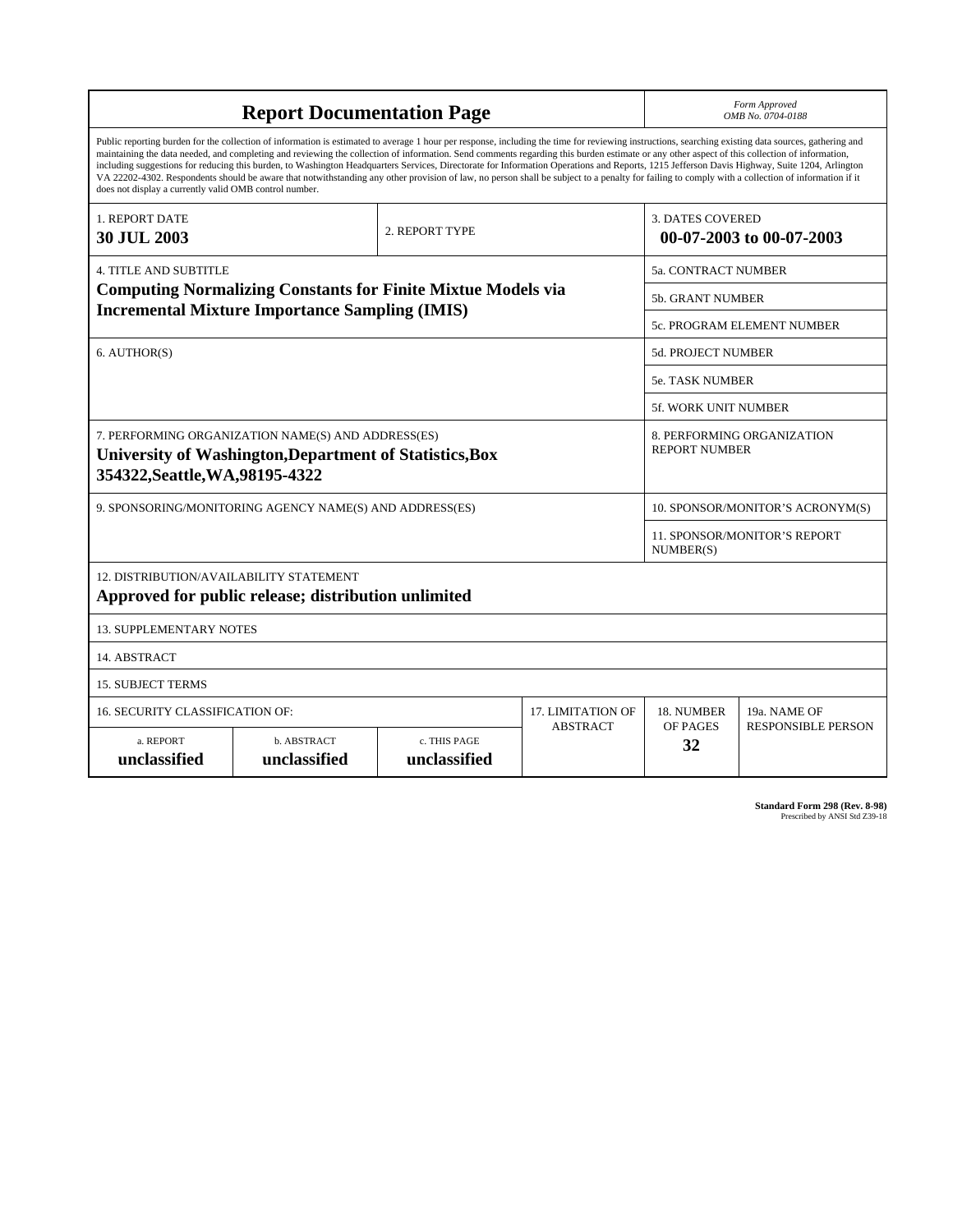# Report Documentation Page

*Form Approved*
*OMB No. 0704-0188*

Public reporting burden for the collection of information is estimated to average 1 hour per response, including the time for reviewing instructions, searching existing data sources, gathering and maintaining the data needed, and completing and reviewing the collection of information. Send comments regarding this burden estimate or any other aspect of this collection of information, including suggestions for reducing this burden, to Washington Headquarters Services, Directorate for Information Operations and Reports, 1215 Jefferson Davis Highway, Suite 1204, Arlington VA 22202-4302. Respondents should be aware that notwithstanding any other provision of law, no person shall be subject to a penalty for failing to comply with a collection of information if it does not display a currently valid OMB control number.

| | | |
|---|---|---|
| 1. REPORT DATE<br>**30 JUL 2003** | 2. REPORT TYPE | 3. DATES COVERED<br>**00-07-2003 to 00-07-2003** |

| | |
|---|---|
| 4. TITLE AND SUBTITLE<br>**Computing Normalizing Constants for Finite Mixtue Models via Incremental Mixture Importance Sampling (IMIS)** | 5a. CONTRACT NUMBER |
| | 5b. GRANT NUMBER |
| | 5c. PROGRAM ELEMENT NUMBER |
| 6. AUTHOR(S) | 5d. PROJECT NUMBER |
| | 5e. TASK NUMBER |
| | 5f. WORK UNIT NUMBER |
| 7. PERFORMING ORGANIZATION NAME(S) AND ADDRESS(ES)<br>**University of Washington,Department of Statistics,Box 354322,Seattle,WA,98195-4322** | 8. PERFORMING ORGANIZATION REPORT NUMBER |
| 9. SPONSORING/MONITORING AGENCY NAME(S) AND ADDRESS(ES) | 10. SPONSOR/MONITOR'S ACRONYM(S) |
| | 11. SPONSOR/MONITOR'S REPORT NUMBER(S) |

12. DISTRIBUTION/AVAILABILITY STATEMENT
**Approved for public release; distribution unlimited**

13. SUPPLEMENTARY NOTES

14. ABSTRACT

15. SUBJECT TERMS

| 16. SECURITY CLASSIFICATION OF: | | | 17. LIMITATION OF ABSTRACT | 18. NUMBER OF PAGES | 19a. NAME OF RESPONSIBLE PERSON |
|---|---|---|---|---|---|
| a. REPORT<br>**unclassified** | b. ABSTRACT<br>**unclassified** | c. THIS PAGE<br>**unclassified** | | **32** | |

**Standard Form 298 (Rev. 8-98)**
Prescribed by ANSI Std Z39-18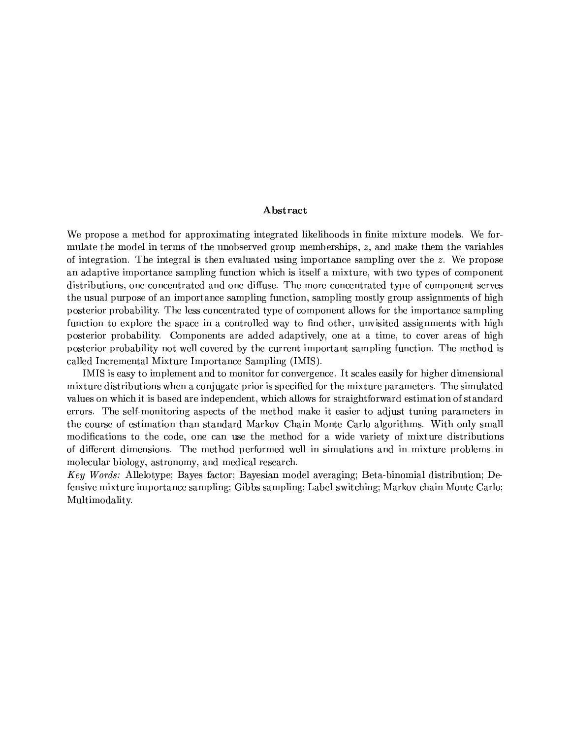## Abstract

We propose a method for approximating integrated likelihoods in finite mixture models. We formulate the model in terms of the unobserved group memberships, $z$, and make them the variables of integration. The integral is then evaluated using importance sampling over the $z$. We propose an adaptive importance sampling function which is itself a mixture, with two types of component distributions, one concentrated and one diffuse. The more concentrated type of component serves the usual purpose of an importance sampling function, sampling mostly group assignments of high posterior probability. The less concentrated type of component allows for the importance sampling function to explore the space in a controlled way to find other, unvisited assignments with high posterior probability. Components are added adaptively, one at a time, to cover areas of high posterior probability not well covered by the current important sampling function. The method is called Incremental Mixture Importance Sampling (IMIS).

IMIS is easy to implement and to monitor for convergence. It scales easily for higher dimensional mixture distributions when a conjugate prior is specified for the mixture parameters. The simulated values on which it is based are independent, which allows for straightforward estimation of standard errors. The self-monitoring aspects of the method make it easier to adjust tuning parameters in the course of estimation than standard Markov Chain Monte Carlo algorithms. With only small modifications to the code, one can use the method for a wide variety of mixture distributions of different dimensions. The method performed well in simulations and in mixture problems in molecular biology, astronomy, and medical research.

*Key Words:* Allelotype; Bayes factor; Bayesian model averaging; Beta-binomial distribution; Defensive mixture importance sampling; Gibbs sampling; Label-switching; Markov chain Monte Carlo; Multimodality.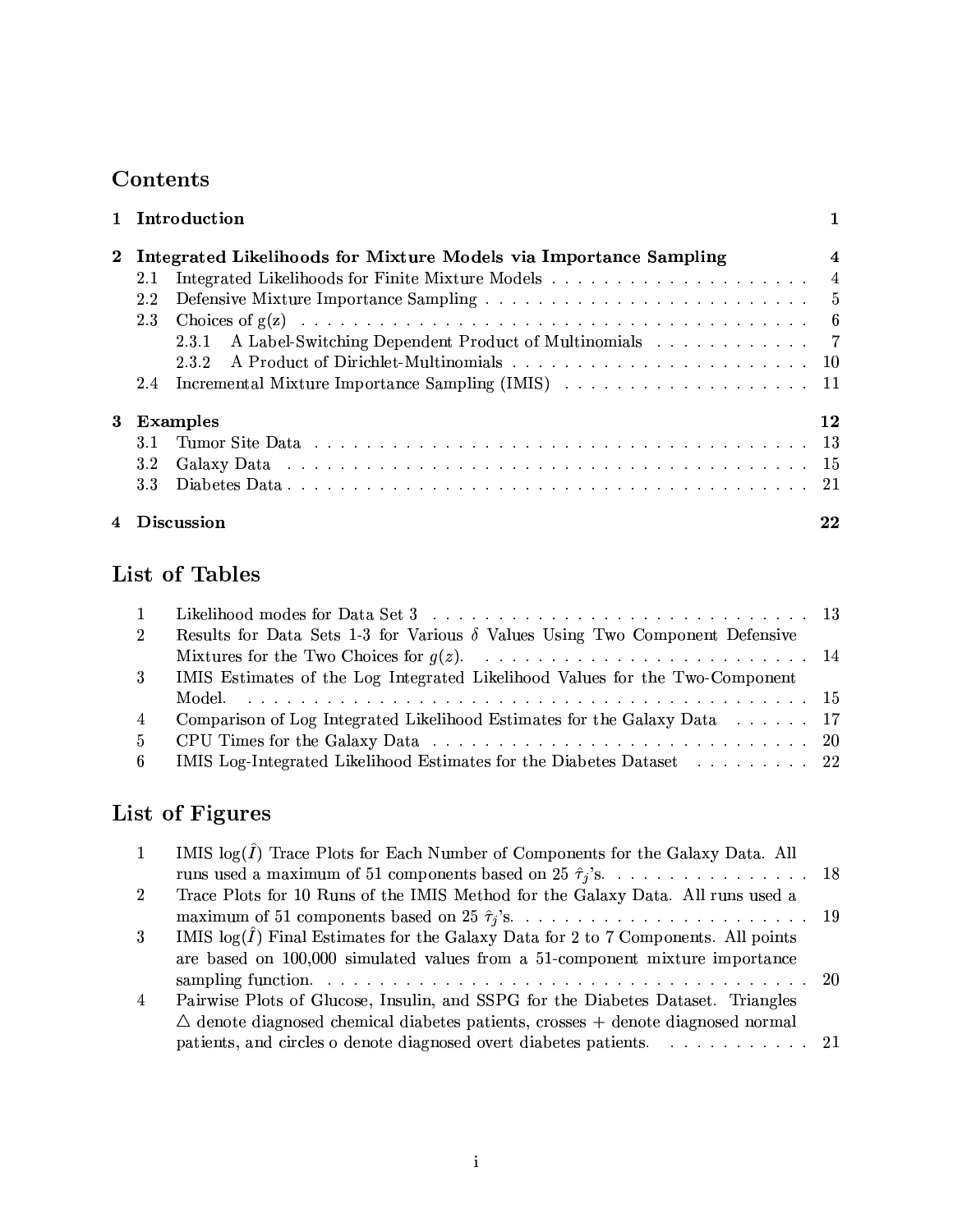# Contents

| | | |
|---|---|---|
| **1** | **Introduction** | **1** |
| **2** | **Integrated Likelihoods for Mixture Models via Importance Sampling** | **4** |
| 2.1 | Integrated Likelihoods for Finite Mixture Models | 4 |
| 2.2 | Defensive Mixture Importance Sampling | 5 |
| 2.3 | Choices of g(z) | 6 |
| 2.3.1 | A Label-Switching Dependent Product of Multinomials | 7 |
| 2.3.2 | A Product of Dirichlet-Multinomials | 10 |
| 2.4 | Incremental Mixture Importance Sampling (IMIS) | 11 |
| **3** | **Examples** | **12** |
| 3.1 | Tumor Site Data | 13 |
| 3.2 | Galaxy Data | 15 |
| 3.3 | Diabetes Data | 21 |
| **4** | **Discussion** | **22** |

# List of Tables

| | | |
|---|---|---|
| 1 | Likelihood modes for Data Set 3 | 13 |
| 2 | Results for Data Sets 1-3 for Various $\delta$ Values Using Two Component Defensive Mixtures for the Two Choices for $g(z)$. | 14 |
| 3 | IMIS Estimates of the Log Integrated Likelihood Values for the Two-Component Model. | 15 |
| 4 | Comparison of Log Integrated Likelihood Estimates for the Galaxy Data | 17 |
| 5 | CPU Times for the Galaxy Data | 20 |
| 6 | IMIS Log-Integrated Likelihood Estimates for the Diabetes Dataset | 22 |

# List of Figures

| | | |
|---|---|---|
| 1 | IMIS $\log(\hat{I})$ Trace Plots for Each Number of Components for the Galaxy Data. All runs used a maximum of 51 components based on 25 $\hat{\tau}_j$'s. | 18 |
| 2 | Trace Plots for 10 Runs of the IMIS Method for the Galaxy Data. All runs used a maximum of 51 components based on 25 $\hat{\tau}_j$'s. | 19 |
| 3 | IMIS $\log(\hat{I})$ Final Estimates for the Galaxy Data for 2 to 7 Components. All points are based on 100,000 simulated values from a 51-component mixture importance sampling function. | 20 |
| 4 | Pairwise Plots of Glucose, Insulin, and SSPG for the Diabetes Dataset. Triangles $\triangle$ denote diagnosed chemical diabetes patients, crosses + denote diagnosed normal patients, and circles o denote diagnosed overt diabetes patients. | 21 |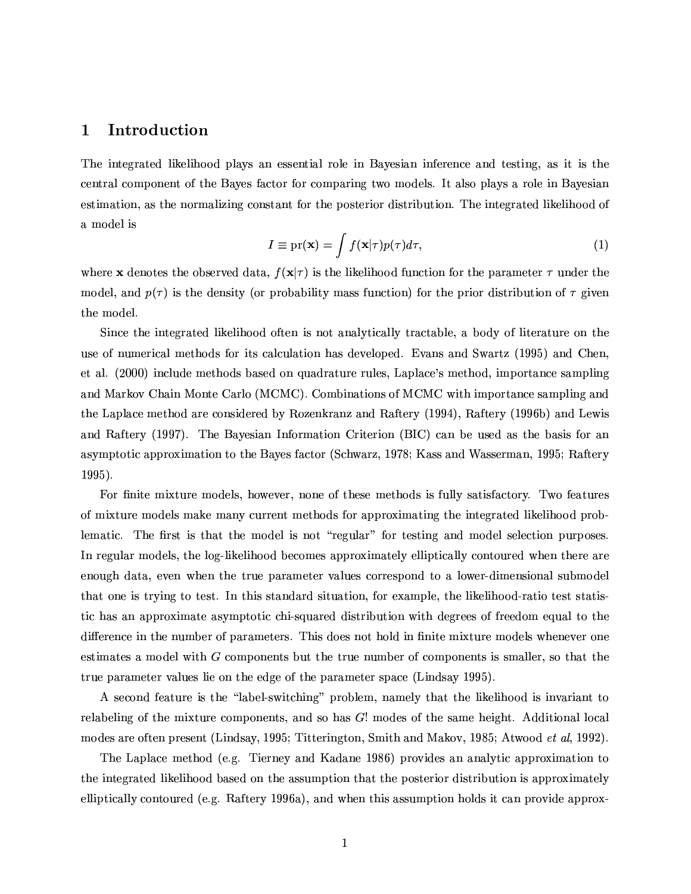# 1 Introduction

The integrated likelihood plays an essential role in Bayesian inference and testing, as it is the central component of the Bayes factor for comparing two models. It also plays a role in Bayesian estimation, as the normalizing constant for the posterior distribution. The integrated likelihood of a model is

$$I \equiv \text{pr}(\mathbf{x}) = \int f(\mathbf{x}|\tau)p(\tau)d\tau, \tag{1}$$

where $\mathbf{x}$ denotes the observed data, $f(\mathbf{x}|\tau)$ is the likelihood function for the parameter $\tau$ under the model, and $p(\tau)$ is the density (or probability mass function) for the prior distribution of $\tau$ given the model.

Since the integrated likelihood often is not analytically tractable, a body of literature on the use of numerical methods for its calculation has developed. Evans and Swartz (1995) and Chen, et al. (2000) include methods based on quadrature rules, Laplace's method, importance sampling and Markov Chain Monte Carlo (MCMC). Combinations of MCMC with importance sampling and the Laplace method are considered by Rozenkranz and Raftery (1994), Raftery (1996b) and Lewis and Raftery (1997). The Bayesian Information Criterion (BIC) can be used as the basis for an asymptotic approximation to the Bayes factor (Schwarz, 1978; Kass and Wasserman, 1995; Raftery 1995).

For finite mixture models, however, none of these methods is fully satisfactory. Two features of mixture models make many current methods for approximating the integrated likelihood problematic. The first is that the model is not "regular" for testing and model selection purposes. In regular models, the log-likelihood becomes approximately elliptically contoured when there are enough data, even when the true parameter values correspond to a lower-dimensional submodel that one is trying to test. In this standard situation, for example, the likelihood-ratio test statistic has an approximate asymptotic chi-squared distribution with degrees of freedom equal to the difference in the number of parameters. This does not hold in finite mixture models whenever one estimates a model with $G$ components but the true number of components is smaller, so that the true parameter values lie on the edge of the parameter space (Lindsay 1995).

A second feature is the "label-switching" problem, namely that the likelihood is invariant to relabeling of the mixture components, and so has $G!$ modes of the same height. Additional local modes are often present (Lindsay, 1995; Titterington, Smith and Makov, 1985; Atwood *et al*, 1992).

The Laplace method (e.g. Tierney and Kadane 1986) provides an analytic approximation to the integrated likelihood based on the assumption that the posterior distribution is approximately elliptically contoured (e.g. Raftery 1996a), and when this assumption holds it can provide approx-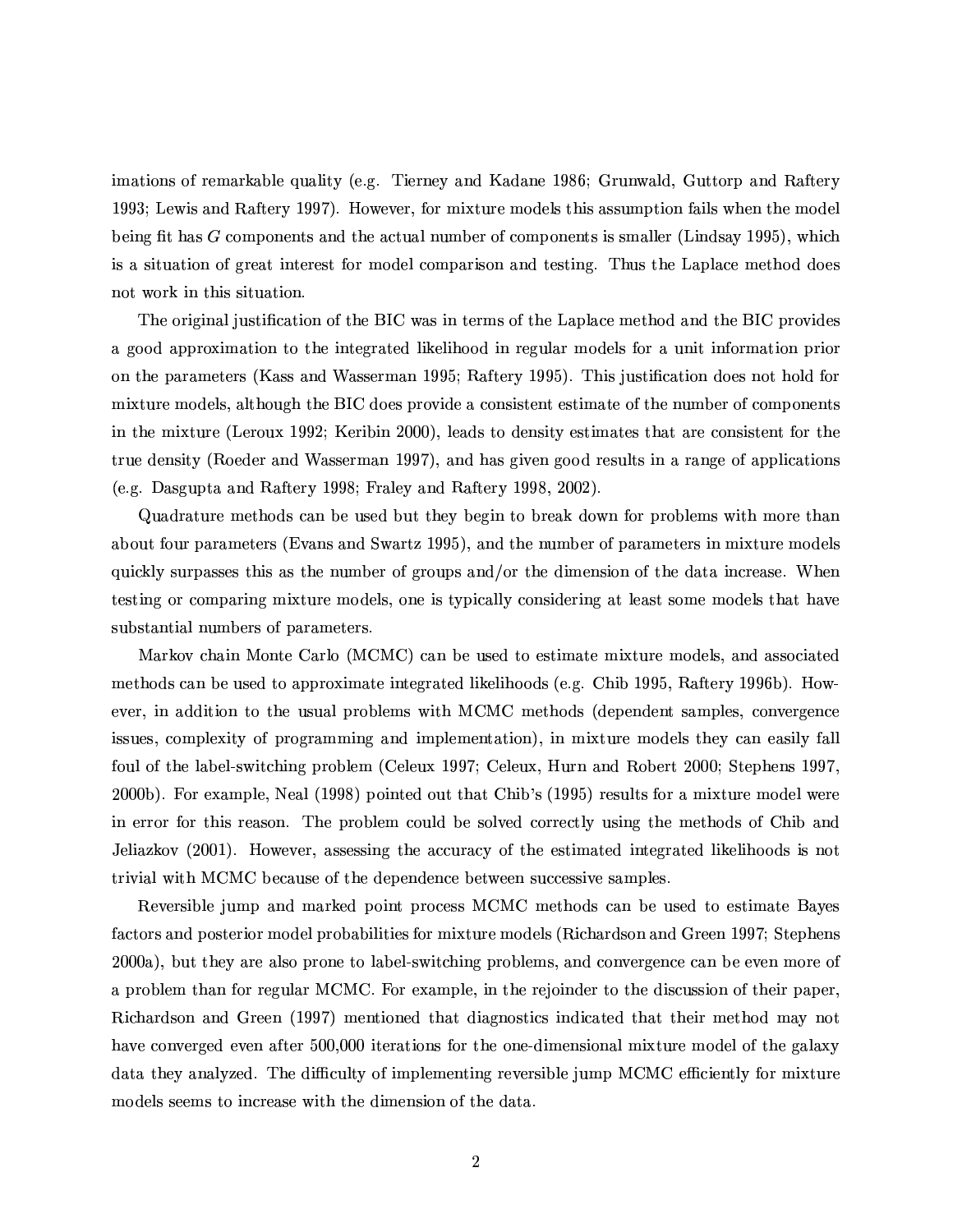imations of remarkable quality (e.g. Tierney and Kadane 1986; Grunwald, Guttorp and Raftery 1993; Lewis and Raftery 1997). However, for mixture models this assumption fails when the model being fit has $G$ components and the actual number of components is smaller (Lindsay 1995), which is a situation of great interest for model comparison and testing. Thus the Laplace method does not work in this situation.

The original justification of the BIC was in terms of the Laplace method and the BIC provides a good approximation to the integrated likelihood in regular models for a unit information prior on the parameters (Kass and Wasserman 1995; Raftery 1995). This justification does not hold for mixture models, although the BIC does provide a consistent estimate of the number of components in the mixture (Leroux 1992; Keribin 2000), leads to density estimates that are consistent for the true density (Roeder and Wasserman 1997), and has given good results in a range of applications (e.g. Dasgupta and Raftery 1998; Fraley and Raftery 1998, 2002).

Quadrature methods can be used but they begin to break down for problems with more than about four parameters (Evans and Swartz 1995), and the number of parameters in mixture models quickly surpasses this as the number of groups and/or the dimension of the data increase. When testing or comparing mixture models, one is typically considering at least some models that have substantial numbers of parameters.

Markov chain Monte Carlo (MCMC) can be used to estimate mixture models, and associated methods can be used to approximate integrated likelihoods (e.g. Chib 1995, Raftery 1996b). However, in addition to the usual problems with MCMC methods (dependent samples, convergence issues, complexity of programming and implementation), in mixture models they can easily fall foul of the label-switching problem (Celeux 1997; Celeux, Hurn and Robert 2000; Stephens 1997, 2000b). For example, Neal (1998) pointed out that Chib's (1995) results for a mixture model were in error for this reason. The problem could be solved correctly using the methods of Chib and Jeliazkov (2001). However, assessing the accuracy of the estimated integrated likelihoods is not trivial with MCMC because of the dependence between successive samples.

Reversible jump and marked point process MCMC methods can be used to estimate Bayes factors and posterior model probabilities for mixture models (Richardson and Green 1997; Stephens 2000a), but they are also prone to label-switching problems, and convergence can be even more of a problem than for regular MCMC. For example, in the rejoinder to the discussion of their paper, Richardson and Green (1997) mentioned that diagnostics indicated that their method may not have converged even after 500,000 iterations for the one-dimensional mixture model of the galaxy data they analyzed. The difficulty of implementing reversible jump MCMC efficiently for mixture models seems to increase with the dimension of the data.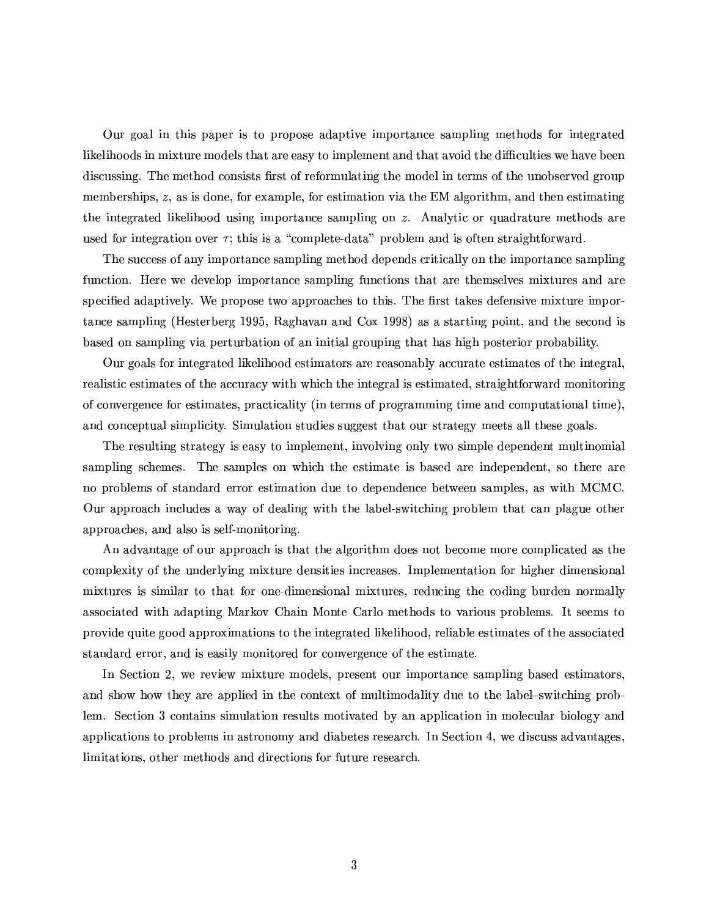Our goal in this paper is to propose adaptive importance sampling methods for integrated likelihoods in mixture models that are easy to implement and that avoid the difficulties we have been discussing. The method consists first of reformulating the model in terms of the unobserved group memberships, $z$, as is done, for example, for estimation via the EM algorithm, and then estimating the integrated likelihood using importance sampling on $z$. Analytic or quadrature methods are used for integration over $\tau$; this is a "complete-data" problem and is often straightforward.

The success of any importance sampling method depends critically on the importance sampling function. Here we develop importance sampling functions that are themselves mixtures and are specified adaptively. We propose two approaches to this. The first takes defensive mixture importance sampling (Hesterberg 1995, Raghavan and Cox 1998) as a starting point, and the second is based on sampling via perturbation of an initial grouping that has high posterior probability.

Our goals for integrated likelihood estimators are reasonably accurate estimates of the integral, realistic estimates of the accuracy with which the integral is estimated, straightforward monitoring of convergence for estimates, practicality (in terms of programming time and computational time), and conceptual simplicity. Simulation studies suggest that our strategy meets all these goals.

The resulting strategy is easy to implement, involving only two simple dependent multinomial sampling schemes. The samples on which the estimate is based are independent, so there are no problems of standard error estimation due to dependence between samples, as with MCMC. Our approach includes a way of dealing with the label-switching problem that can plague other approaches, and also is self-monitoring.

An advantage of our approach is that the algorithm does not become more complicated as the complexity of the underlying mixture densities increases. Implementation for higher dimensional mixtures is similar to that for one-dimensional mixtures, reducing the coding burden normally associated with adapting Markov Chain Monte Carlo methods to various problems. It seems to provide quite good approximations to the integrated likelihood, reliable estimates of the associated standard error, and is easily monitored for convergence of the estimate.

In Section 2, we review mixture models, present our importance sampling based estimators, and show how they are applied in the context of multimodality due to the label–switching problem. Section 3 contains simulation results motivated by an application in molecular biology and applications to problems in astronomy and diabetes research. In Section 4, we discuss advantages, limitations, other methods and directions for future research.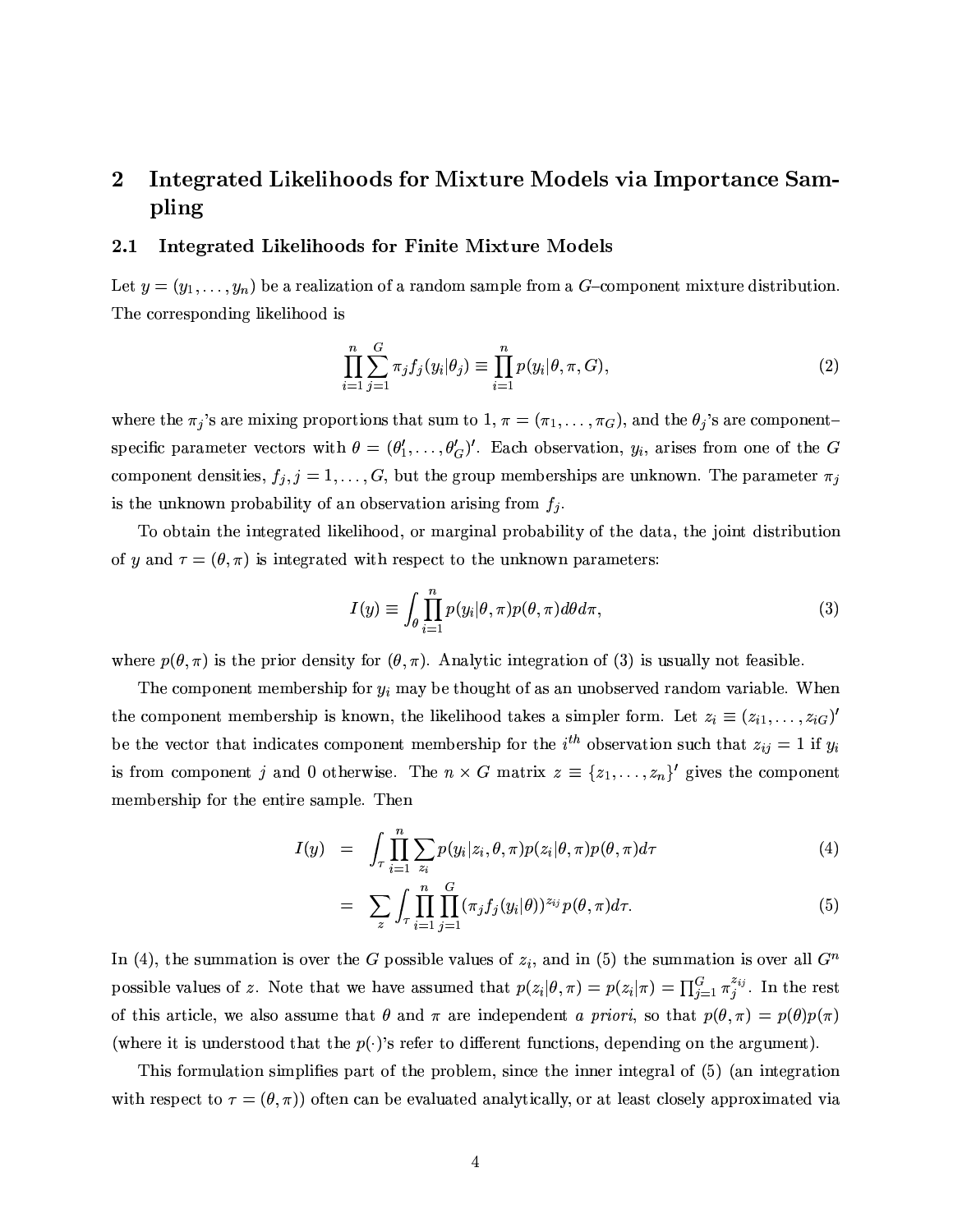## 2 Integrated Likelihoods for Mixture Models via Importance Sampling

### 2.1 Integrated Likelihoods for Finite Mixture Models

Let $y = (y_1, \ldots, y_n)$ be a realization of a random sample from a $G$–component mixture distribution. The corresponding likelihood is

$$\prod_{i=1}^{n} \sum_{j=1}^{G} \pi_j f_j(y_i|\theta_j) \equiv \prod_{i=1}^{n} p(y_i|\theta, \pi, G), \tag{2}$$

where the $\pi_j$'s are mixing proportions that sum to 1, $\pi = (\pi_1, \ldots, \pi_G)$, and the $\theta_j$'s are component–specific parameter vectors with $\theta = (\theta_1', \ldots, \theta_G')'$. Each observation, $y_i$, arises from one of the $G$ component densities, $f_j, j = 1, \ldots, G$, but the group memberships are unknown. The parameter $\pi_j$ is the unknown probability of an observation arising from $f_j$.

To obtain the integrated likelihood, or marginal probability of the data, the joint distribution of $y$ and $\tau = (\theta, \pi)$ is integrated with respect to the unknown parameters:

$$I(y) \equiv \int_\theta \prod_{i=1}^{n} p(y_i|\theta, \pi) p(\theta, \pi) d\theta d\pi, \tag{3}$$

where $p(\theta, \pi)$ is the prior density for $(\theta, \pi)$. Analytic integration of (3) is usually not feasible.

The component membership for $y_i$ may be thought of as an unobserved random variable. When the component membership is known, the likelihood takes a simpler form. Let $z_i \equiv (z_{i1}, \ldots, z_{iG})'$ be the vector that indicates component membership for the $i^{th}$ observation such that $z_{ij} = 1$ if $y_i$ is from component $j$ and 0 otherwise. The $n \times G$ matrix $z \equiv \{z_1, \ldots, z_n\}'$ gives the component membership for the entire sample. Then

$$\begin{aligned} I(y) &= \int_\tau \prod_{i=1}^{n} \sum_{z_i} p(y_i|z_i, \theta, \pi) p(z_i|\theta, \pi) p(\theta, \pi) d\tau & (4) \\ &= \sum_z \int_\tau \prod_{i=1}^{n} \prod_{j=1}^{G} (\pi_j f_j(y_i|\theta))^{z_{ij}} p(\theta, \pi) d\tau. & (5) \end{aligned}$$

In (4), the summation is over the $G$ possible values of $z_i$, and in (5) the summation is over all $G^n$ possible values of $z$. Note that we have assumed that $p(z_i|\theta, \pi) = p(z_i|\pi) = \prod_{j=1}^{G} \pi_j^{z_{ij}}$. In the rest of this article, we also assume that $\theta$ and $\pi$ are independent *a priori*, so that $p(\theta, \pi) = p(\theta)p(\pi)$ (where it is understood that the $p(\cdot)$'s refer to different functions, depending on the argument).

This formulation simplifies part of the problem, since the inner integral of (5) (an integration with respect to $\tau = (\theta, \pi)$) often can be evaluated analytically, or at least closely approximated via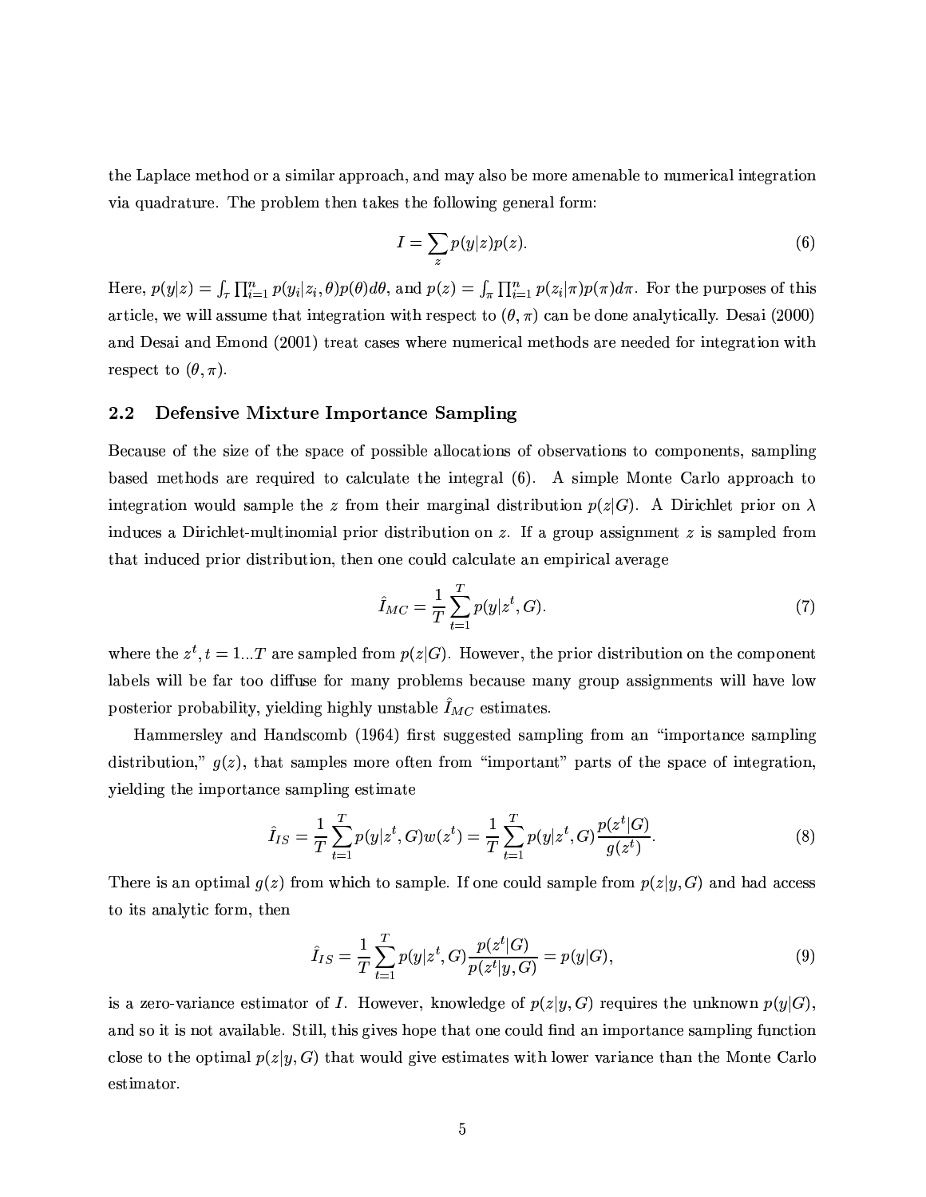the Laplace method or a similar approach, and may also be more amenable to numerical integration via quadrature. The problem then takes the following general form:

$$I = \sum_z p(y|z)p(z). \tag{6}$$

Here, $p(y|z) = \int_\tau \prod_{i=1}^n p(y_i|z_i, \theta)p(\theta)d\theta$, and $p(z) = \int_\pi \prod_{i=1}^n p(z_i|\pi)p(\pi)d\pi$. For the purposes of this article, we will assume that integration with respect to $(\theta, \pi)$ can be done analytically. Desai (2000) and Desai and Emond (2001) treat cases where numerical methods are needed for integration with respect to $(\theta, \pi)$.

## 2.2 Defensive Mixture Importance Sampling

Because of the size of the space of possible allocations of observations to components, sampling based methods are required to calculate the integral (6). A simple Monte Carlo approach to integration would sample the $z$ from their marginal distribution $p(z|G)$. A Dirichlet prior on $\lambda$ induces a Dirichlet-multinomial prior distribution on $z$. If a group assignment $z$ is sampled from that induced prior distribution, then one could calculate an empirical average

$$\hat{I}_{MC} = \frac{1}{T}\sum_{t=1}^{T} p(y|z^t, G). \tag{7}$$

where the $z^t, t = 1...T$ are sampled from $p(z|G)$. However, the prior distribution on the component labels will be far too diffuse for many problems because many group assignments will have low posterior probability, yielding highly unstable $\hat{I}_{MC}$ estimates.

Hammersley and Handscomb (1964) first suggested sampling from an "importance sampling distribution," $g(z)$, that samples more often from "important" parts of the space of integration, yielding the importance sampling estimate

$$\hat{I}_{IS} = \frac{1}{T}\sum_{t=1}^{T} p(y|z^t, G)w(z^t) = \frac{1}{T}\sum_{t=1}^{T} p(y|z^t, G)\frac{p(z^t|G)}{g(z^t)}. \tag{8}$$

There is an optimal $g(z)$ from which to sample. If one could sample from $p(z|y, G)$ and had access to its analytic form, then

$$\hat{I}_{IS} = \frac{1}{T}\sum_{t=1}^{T} p(y|z^t, G)\frac{p(z^t|G)}{p(z^t|y, G)} = p(y|G), \tag{9}$$

is a zero-variance estimator of $I$. However, knowledge of $p(z|y, G)$ requires the unknown $p(y|G)$, and so it is not available. Still, this gives hope that one could find an importance sampling function close to the optimal $p(z|y, G)$ that would give estimates with lower variance than the Monte Carlo estimator.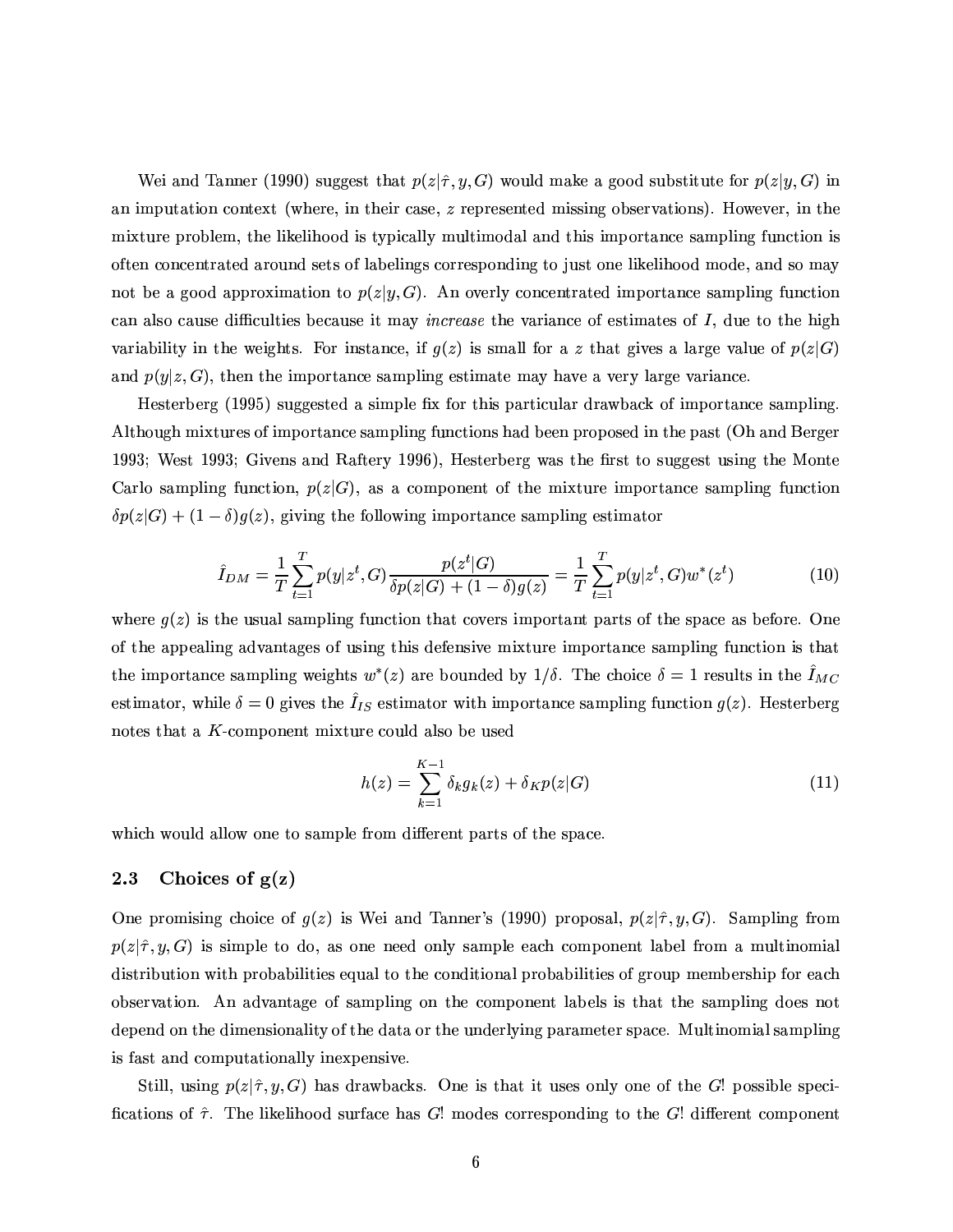Wei and Tanner (1990) suggest that $p(z|\hat{\tau}, y, G)$ would make a good substitute for $p(z|y, G)$ in an imputation context (where, in their case, $z$ represented missing observations). However, in the mixture problem, the likelihood is typically multimodal and this importance sampling function is often concentrated around sets of labelings corresponding to just one likelihood mode, and so may not be a good approximation to $p(z|y, G)$. An overly concentrated importance sampling function can also cause difficulties because it may *increase* the variance of estimates of $I$, due to the high variability in the weights. For instance, if $g(z)$ is small for a $z$ that gives a large value of $p(z|G)$ and $p(y|z, G)$, then the importance sampling estimate may have a very large variance.

Hesterberg (1995) suggested a simple fix for this particular drawback of importance sampling. Although mixtures of importance sampling functions had been proposed in the past (Oh and Berger 1993; West 1993; Givens and Raftery 1996), Hesterberg was the first to suggest using the Monte Carlo sampling function, $p(z|G)$, as a component of the mixture importance sampling function $\delta p(z|G) + (1-\delta)g(z)$, giving the following importance sampling estimator

$$\hat{I}_{DM} = \frac{1}{T}\sum_{t=1}^{T} p(y|z^t, G)\frac{p(z^t|G)}{\delta p(z|G) + (1-\delta)g(z)} = \frac{1}{T}\sum_{t=1}^{T} p(y|z^t, G)w^*(z^t) \tag{10}$$

where $g(z)$ is the usual sampling function that covers important parts of the space as before. One of the appealing advantages of using this defensive mixture importance sampling function is that the importance sampling weights $w^*(z)$ are bounded by $1/\delta$. The choice $\delta = 1$ results in the $\hat{I}_{MC}$ estimator, while $\delta = 0$ gives the $\hat{I}_{IS}$ estimator with importance sampling function $g(z)$. Hesterberg notes that a $K$-component mixture could also be used

$$h(z) = \sum_{k=1}^{K-1} \delta_k g_k(z) + \delta_K p(z|G) \tag{11}$$

which would allow one to sample from different parts of the space.

## 2.3 Choices of g(z)

One promising choice of $g(z)$ is Wei and Tanner's (1990) proposal, $p(z|\hat{\tau}, y, G)$. Sampling from $p(z|\hat{\tau}, y, G)$ is simple to do, as one need only sample each component label from a multinomial distribution with probabilities equal to the conditional probabilities of group membership for each observation. An advantage of sampling on the component labels is that the sampling does not depend on the dimensionality of the data or the underlying parameter space. Multinomial sampling is fast and computationally inexpensive.

Still, using $p(z|\hat{\tau}, y, G)$ has drawbacks. One is that it uses only one of the $G!$ possible specifications of $\hat{\tau}$. The likelihood surface has $G!$ modes corresponding to the $G!$ different component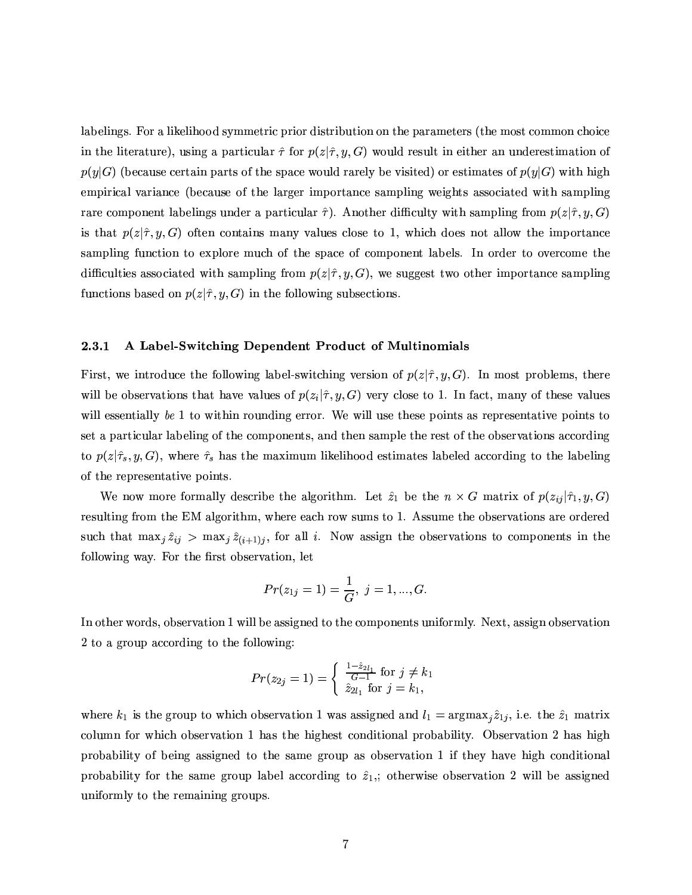labelings. For a likelihood symmetric prior distribution on the parameters (the most common choice in the literature), using a particular $\hat{\tau}$ for $p(z|\hat{\tau}, y, G)$ would result in either an underestimation of $p(y|G)$ (because certain parts of the space would rarely be visited) or estimates of $p(y|G)$ with high empirical variance (because of the larger importance sampling weights associated with sampling rare component labelings under a particular $\hat{\tau}$). Another difficulty with sampling from $p(z|\hat{\tau}, y, G)$ is that $p(z|\hat{\tau}, y, G)$ often contains many values close to 1, which does not allow the importance sampling function to explore much of the space of component labels. In order to overcome the difficulties associated with sampling from $p(z|\hat{\tau}, y, G)$, we suggest two other importance sampling functions based on $p(z|\hat{\tau}, y, G)$ in the following subsections.

### 2.3.1 A Label-Switching Dependent Product of Multinomials

First, we introduce the following label-switching version of $p(z|\hat{\tau}, y, G)$. In most problems, there will be observations that have values of $p(z_i|\hat{\tau}, y, G)$ very close to 1. In fact, many of these values will essentially *be* 1 to within rounding error. We will use these points as representative points to set a particular labeling of the components, and then sample the rest of the observations according to $p(z|\hat{\tau}_s, y, G)$, where $\hat{\tau}_s$ has the maximum likelihood estimates labeled according to the labeling of the representative points.

We now more formally describe the algorithm. Let $\hat{z}_1$ be the $n \times G$ matrix of $p(z_{ij}|\hat{\tau}_1, y, G)$ resulting from the EM algorithm, where each row sums to 1. Assume the observations are ordered such that $\max_j \hat{z}_{ij} > \max_j \hat{z}_{(i+1)j}$, for all $i$. Now assign the observations to components in the following way. For the first observation, let

$$Pr(z_{1j} = 1) = \frac{1}{G}, \; j = 1, ..., G.$$

In other words, observation 1 will be assigned to the components uniformly. Next, assign observation 2 to a group according to the following:

$$Pr(z_{2j} = 1) = \begin{cases} \frac{1 - \hat{z}_{2l_1}}{G-1} \text{ for } j \neq k_1 \\ \hat{z}_{2l_1} \text{ for } j = k_1, \end{cases}$$

where $k_1$ is the group to which observation 1 was assigned and $l_1 = \text{argmax}_j \hat{z}_{1j}$, i.e. the $\hat{z}_1$ matrix column for which observation 1 has the highest conditional probability. Observation 2 has high probability of being assigned to the same group as observation 1 if they have high conditional probability for the same group label according to $\hat{z}_1$,; otherwise observation 2 will be assigned uniformly to the remaining groups.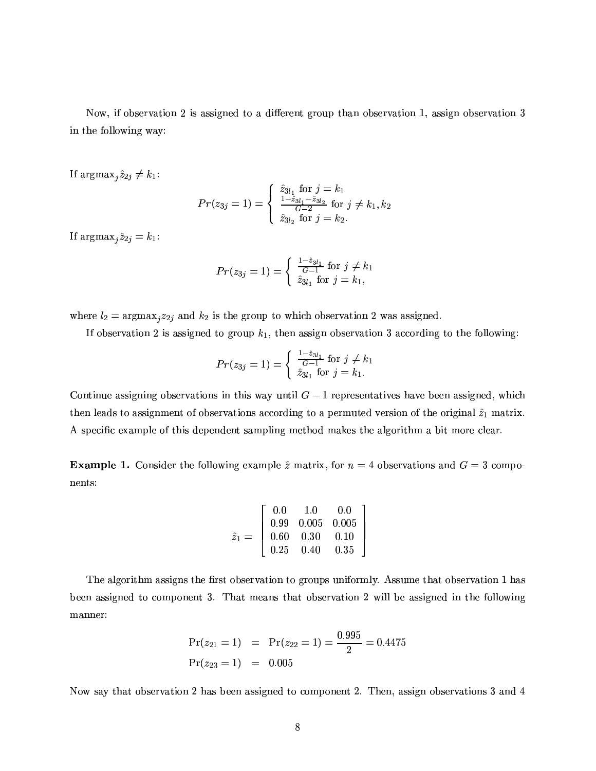Now, if observation 2 is assigned to a different group than observation 1, assign observation 3 in the following way:

If $\text{argmax}_j \hat{z}_{2j} \neq k_1$:

$$
Pr(z_{3j} = 1) = \begin{cases} \hat{z}_{3l_1} \text{ for } j = k_1 \\ \frac{1 - \hat{z}_{3l_1} - \hat{z}_{3l_2}}{G-2} \text{ for } j \neq k_1, k_2 \\ \hat{z}_{3l_2} \text{ for } j = k_2. \end{cases}
$$

If $\text{argmax}_j \hat{z}_{2j} = k_1$:

$$
Pr(z_{3j} = 1) = \begin{cases} \frac{1 - \hat{z}_{3l_1}}{G-1} \text{ for } j \neq k_1 \\ \hat{z}_{3l_1} \text{ for } j = k_1, \end{cases}
$$

where $l_2 = \text{argmax}_j z_{2j}$ and $k_2$ is the group to which observation 2 was assigned.

If observation 2 is assigned to group $k_1$, then assign observation 3 according to the following:

$$
Pr(z_{3j} = 1) = \begin{cases} \frac{1 - \hat{z}_{3l_1}}{G-1} \text{ for } j \neq k_1 \\ \hat{z}_{3l_1} \text{ for } j = k_1. \end{cases}
$$

Continue assigning observations in this way until $G-1$ representatives have been assigned, which then leads to assignment of observations according to a permuted version of the original $\hat{z}_1$ matrix. A specific example of this dependent sampling method makes the algorithm a bit more clear.

**Example 1.** Consider the following example $\hat{z}$ matrix, for $n = 4$ observations and $G = 3$ components:

$$
\hat{z}_1 = \begin{bmatrix} 0.0 & 1.0 & 0.0 \\ 0.99 & 0.005 & 0.005 \\ 0.60 & 0.30 & 0.10 \\ 0.25 & 0.40 & 0.35 \end{bmatrix}
$$

The algorithm assigns the first observation to groups uniformly. Assume that observation 1 has been assigned to component 3. That means that observation 2 will be assigned in the following manner:

$$
\begin{aligned}
\Pr(z_{21} = 1) &= \Pr(z_{22} = 1) = \frac{0.995}{2} = 0.4475 \\
\Pr(z_{23} = 1) &= 0.005
\end{aligned}
$$

Now say that observation 2 has been assigned to component 2. Then, assign observations 3 and 4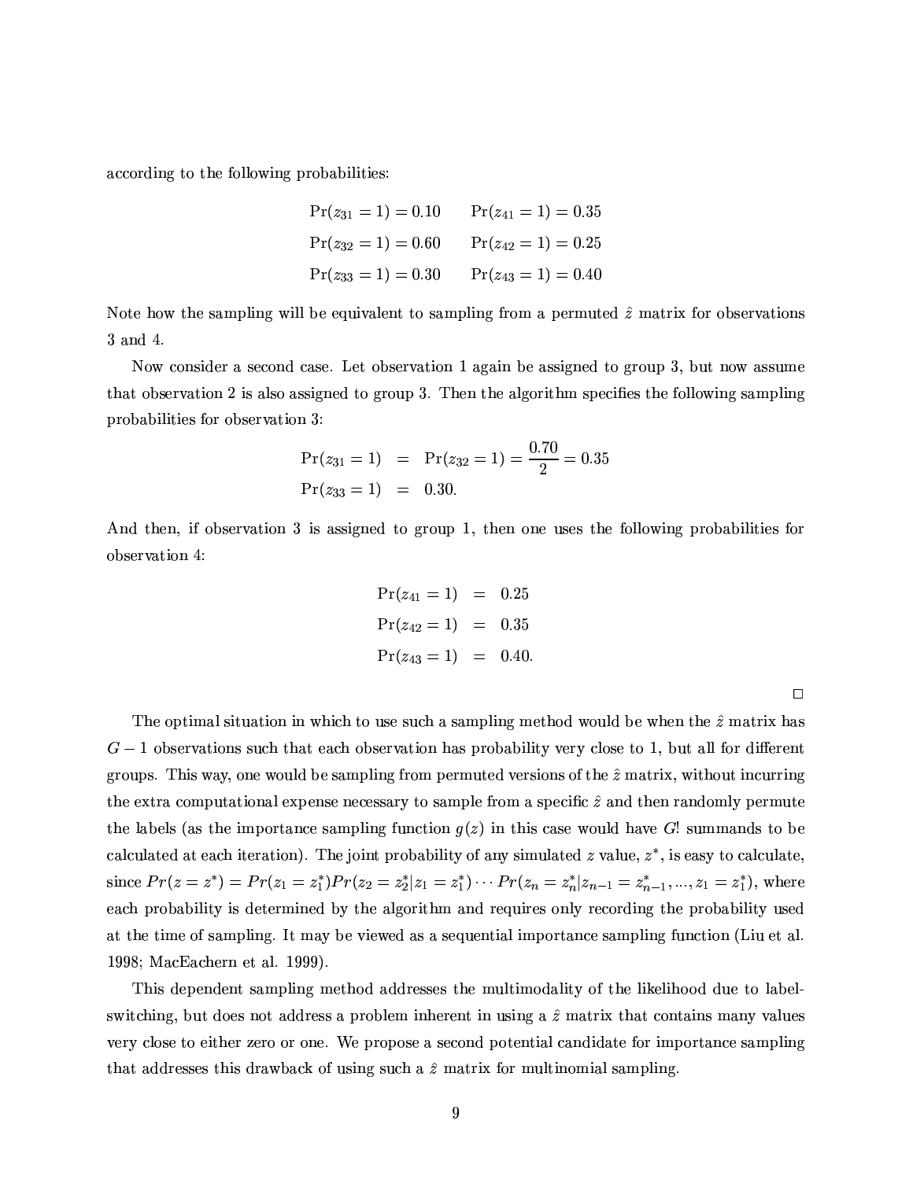according to the following probabilities:

$$\Pr(z_{31} = 1) = 0.10 \qquad \Pr(z_{41} = 1) = 0.35$$
$$\Pr(z_{32} = 1) = 0.60 \qquad \Pr(z_{42} = 1) = 0.25$$
$$\Pr(z_{33} = 1) = 0.30 \qquad \Pr(z_{43} = 1) = 0.40$$

Note how the sampling will be equivalent to sampling from a permuted $\hat{z}$ matrix for observations 3 and 4.

Now consider a second case. Let observation 1 again be assigned to group 3, but now assume that observation 2 is also assigned to group 3. Then the algorithm specifies the following sampling probabilities for observation 3:

$$\begin{aligned}
\Pr(z_{31} = 1) &= \Pr(z_{32} = 1) = \frac{0.70}{2} = 0.35 \\
\Pr(z_{33} = 1) &= 0.30.
\end{aligned}$$

And then, if observation 3 is assigned to group 1, then one uses the following probabilities for observation 4:

$$\begin{aligned}
\Pr(z_{41} = 1) &= 0.25 \\
\Pr(z_{42} = 1) &= 0.35 \\
\Pr(z_{43} = 1) &= 0.40.
\end{aligned}$$

□

The optimal situation in which to use such a sampling method would be when the $\hat{z}$ matrix has $G-1$ observations such that each observation has probability very close to 1, but all for different groups. This way, one would be sampling from permuted versions of the $\hat{z}$ matrix, without incurring the extra computational expense necessary to sample from a specific $\hat{z}$ and then randomly permute the labels (as the importance sampling function $g(z)$ in this case would have $G!$ summands to be calculated at each iteration). The joint probability of any simulated $z$ value, $z^*$, is easy to calculate, since $Pr(z = z^*) = Pr(z_1 = z_1^*)Pr(z_2 = z_2^*|z_1 = z_1^*) \cdots Pr(z_n = z_n^*|z_{n-1} = z_{n-1}^*, ..., z_1 = z_1^*)$, where each probability is determined by the algorithm and requires only recording the probability used at the time of sampling. It may be viewed as a sequential importance sampling function (Liu et al. 1998; MacEachern et al. 1999).

This dependent sampling method addresses the multimodality of the likelihood due to label-switching, but does not address a problem inherent in using a $\hat{z}$ matrix that contains many values very close to either zero or one. We propose a second potential candidate for importance sampling that addresses this drawback of using such a $\hat{z}$ matrix for multinomial sampling.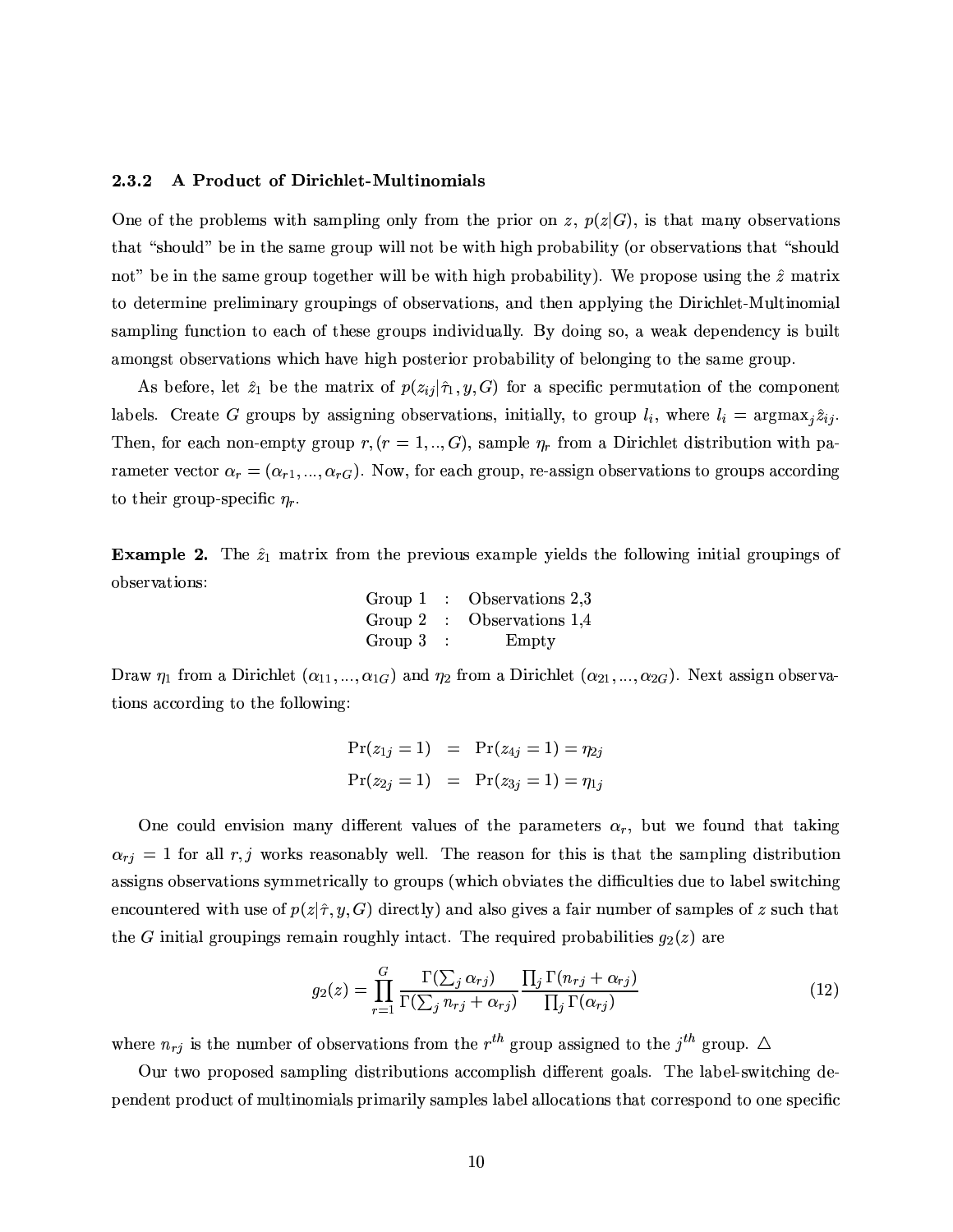### 2.3.2 A Product of Dirichlet-Multinomials

One of the problems with sampling only from the prior on $z$, $p(z|G)$, is that many observations that "should" be in the same group will not be with high probability (or observations that "should not" be in the same group together will be with high probability). We propose using the $\hat{z}$ matrix to determine preliminary groupings of observations, and then applying the Dirichlet-Multinomial sampling function to each of these groups individually. By doing so, a weak dependency is built amongst observations which have high posterior probability of belonging to the same group.

As before, let $\hat{z}_1$ be the matrix of $p(z_{ij}|\hat{\tau}_1, y, G)$ for a specific permutation of the component labels. Create $G$ groups by assigning observations, initially, to group $l_i$, where $l_i = \text{argmax}_j \hat{z}_{ij}$. Then, for each non-empty group $r, (r = 1, .., G)$, sample $\eta_r$ from a Dirichlet distribution with parameter vector $\alpha_r = (\alpha_{r1}, ..., \alpha_{rG})$. Now, for each group, re-assign observations to groups according to their group-specific $\eta_r$.

**Example 2.** The $\hat{z}_1$ matrix from the previous example yields the following initial groupings of observations:

| | | |
|---|---|---|
| Group 1 | : | Observations 2,3 |
| Group 2 | : | Observations 1,4 |
| Group 3 | : | Empty |

Draw $\eta_1$ from a Dirichlet $(\alpha_{11}, ..., \alpha_{1G})$ and $\eta_2$ from a Dirichlet $(\alpha_{21}, ..., \alpha_{2G})$. Next assign observations according to the following:

$$\begin{aligned}
\Pr(z_{1j} = 1) &= \Pr(z_{4j} = 1) = \eta_{2j} \\
\Pr(z_{2j} = 1) &= \Pr(z_{3j} = 1) = \eta_{1j}
\end{aligned}$$

One could envision many different values of the parameters $\alpha_r$, but we found that taking $\alpha_{rj} = 1$ for all $r, j$ works reasonably well. The reason for this is that the sampling distribution assigns observations symmetrically to groups (which obviates the difficulties due to label switching encountered with use of $p(z|\hat{\tau}, y, G)$ directly) and also gives a fair number of samples of $z$ such that the $G$ initial groupings remain roughly intact. The required probabilities $g_2(z)$ are

$$g_2(z) = \prod_{r=1}^{G} \frac{\Gamma(\sum_j \alpha_{rj})}{\Gamma(\sum_j n_{rj} + \alpha_{rj})} \frac{\prod_j \Gamma(n_{rj} + \alpha_{rj})}{\prod_j \Gamma(\alpha_{rj})} \tag{12}$$

where $n_{rj}$ is the number of observations from the $r^{th}$ group assigned to the $j^{th}$ group. $\triangle$

Our two proposed sampling distributions accomplish different goals. The label-switching dependent product of multinomials primarily samples label allocations that correspond to one specific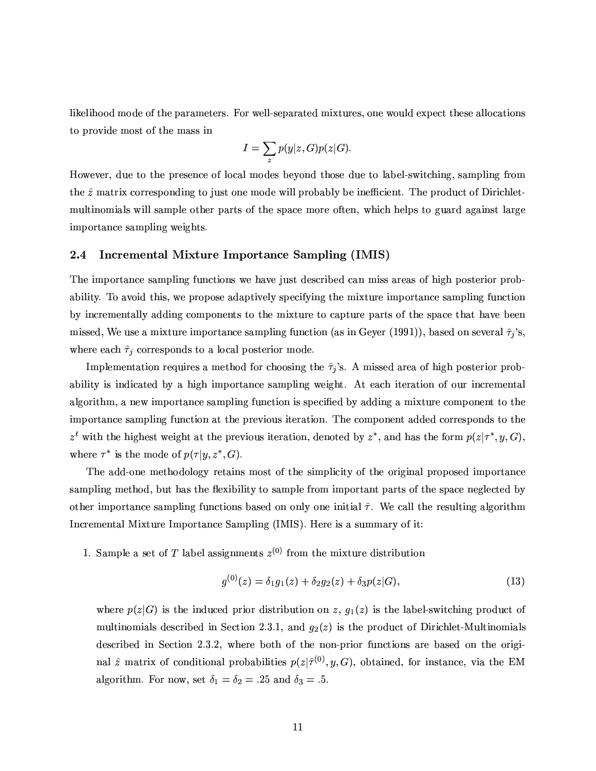likelihood mode of the parameters. For well-separated mixtures, one would expect these allocations to provide most of the mass in

$$I = \sum_z p(y|z, G)p(z|G).$$

However, due to the presence of local modes beyond those due to label-switching, sampling from the $\hat{z}$ matrix corresponding to just one mode will probably be inefficient. The product of Dirichlet-multinomials will sample other parts of the space more often, which helps to guard against large importance sampling weights.

### 2.4 Incremental Mixture Importance Sampling (IMIS)

The importance sampling functions we have just described can miss areas of high posterior probability. To avoid this, we propose adaptively specifying the mixture importance sampling function by incrementally adding components to the mixture to capture parts of the space that have been missed, We use a mixture importance sampling function (as in Geyer (1991)), based on several $\hat{\tau}_j$'s, where each $\hat{\tau}_j$ corresponds to a local posterior mode.

Implementation requires a method for choosing the $\hat{\tau}_j$'s. A missed area of high posterior probability is indicated by a high importance sampling weight. At each iteration of our incremental algorithm, a new importance sampling function is specified by adding a mixture component to the importance sampling function at the previous iteration. The component added corresponds to the $z^t$ with the highest weight at the previous iteration, denoted by $z^*$, and has the form $p(z|\tau^*, y, G)$, where $\tau^*$ is the mode of $p(\tau|y, z^*, G)$.

The add-one methodology retains most of the simplicity of the original proposed importance sampling method, but has the flexibility to sample from important parts of the space neglected by other importance sampling functions based on only one initial $\hat{\tau}$. We call the resulting algorithm Incremental Mixture Importance Sampling (IMIS). Here is a summary of it:

1. Sample a set of $T$ label assignments $z^{(0)}$ from the mixture distribution

$$g^{(0)}(z) = \delta_1 g_1(z) + \delta_2 g_2(z) + \delta_3 p(z|G), \tag{13}$$

   where $p(z|G)$ is the induced prior distribution on $z$, $g_1(z)$ is the label-switching product of multinomials described in Section 2.3.1, and $g_2(z)$ is the product of Dirichlet-Multinomials described in Section 2.3.2, where both of the non-prior functions are based on the original $\hat{z}$ matrix of conditional probabilities $p(z|\hat{\tau}^{(0)}, y, G)$, obtained, for instance, via the EM algorithm. For now, set $\delta_1 = \delta_2 = .25$ and $\delta_3 = .5$.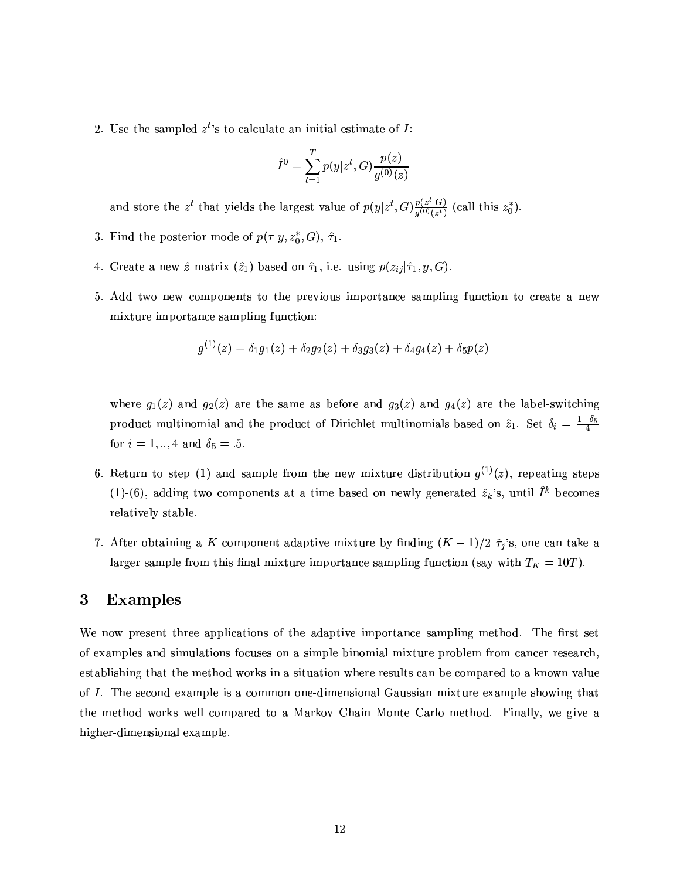2. Use the sampled $z^t$'s to calculate an initial estimate of $I$:

$$\hat{I}^0 = \sum_{t=1}^{T} p(y|z^t, G) \frac{p(z)}{g^{(0)}(z)}$$

   and store the $z^t$ that yields the largest value of $p(y|z^t, G)\frac{p(z^t|G)}{g^{(0)}(z^t)}$ (call this $z_0^*$).

3. Find the posterior mode of $p(\tau|y, z_0^*, G)$, $\hat{\tau}_1$.

4. Create a new $\hat{z}$ matrix ($\hat{z}_1$) based on $\hat{\tau}_1$, i.e. using $p(z_{ij}|\hat{\tau}_1, y, G)$.

5. Add two new components to the previous importance sampling function to create a new mixture importance sampling function:

$$g^{(1)}(z) = \delta_1 g_1(z) + \delta_2 g_2(z) + \delta_3 g_3(z) + \delta_4 g_4(z) + \delta_5 p(z)$$

   where $g_1(z)$ and $g_2(z)$ are the same as before and $g_3(z)$ and $g_4(z)$ are the label-switching product multinomial and the product of Dirichlet multinomials based on $\hat{z}_1$. Set $\delta_i = \frac{1-\delta_5}{4}$ for $i = 1, .., 4$ and $\delta_5 = .5$.

6. Return to step (1) and sample from the new mixture distribution $g^{(1)}(z)$, repeating steps (1)-(6), adding two components at a time based on newly generated $\hat{z}_k$'s, until $\hat{I}^k$ becomes relatively stable.

7. After obtaining a $K$ component adaptive mixture by finding $(K-1)/2$ $\hat{\tau}_j$'s, one can take a larger sample from this final mixture importance sampling function (say with $T_K = 10T$).

## 3 Examples

We now present three applications of the adaptive importance sampling method. The first set of examples and simulations focuses on a simple binomial mixture problem from cancer research, establishing that the method works in a situation where results can be compared to a known value of $I$. The second example is a common one-dimensional Gaussian mixture example showing that the method works well compared to a Markov Chain Monte Carlo method. Finally, we give a higher-dimensional example.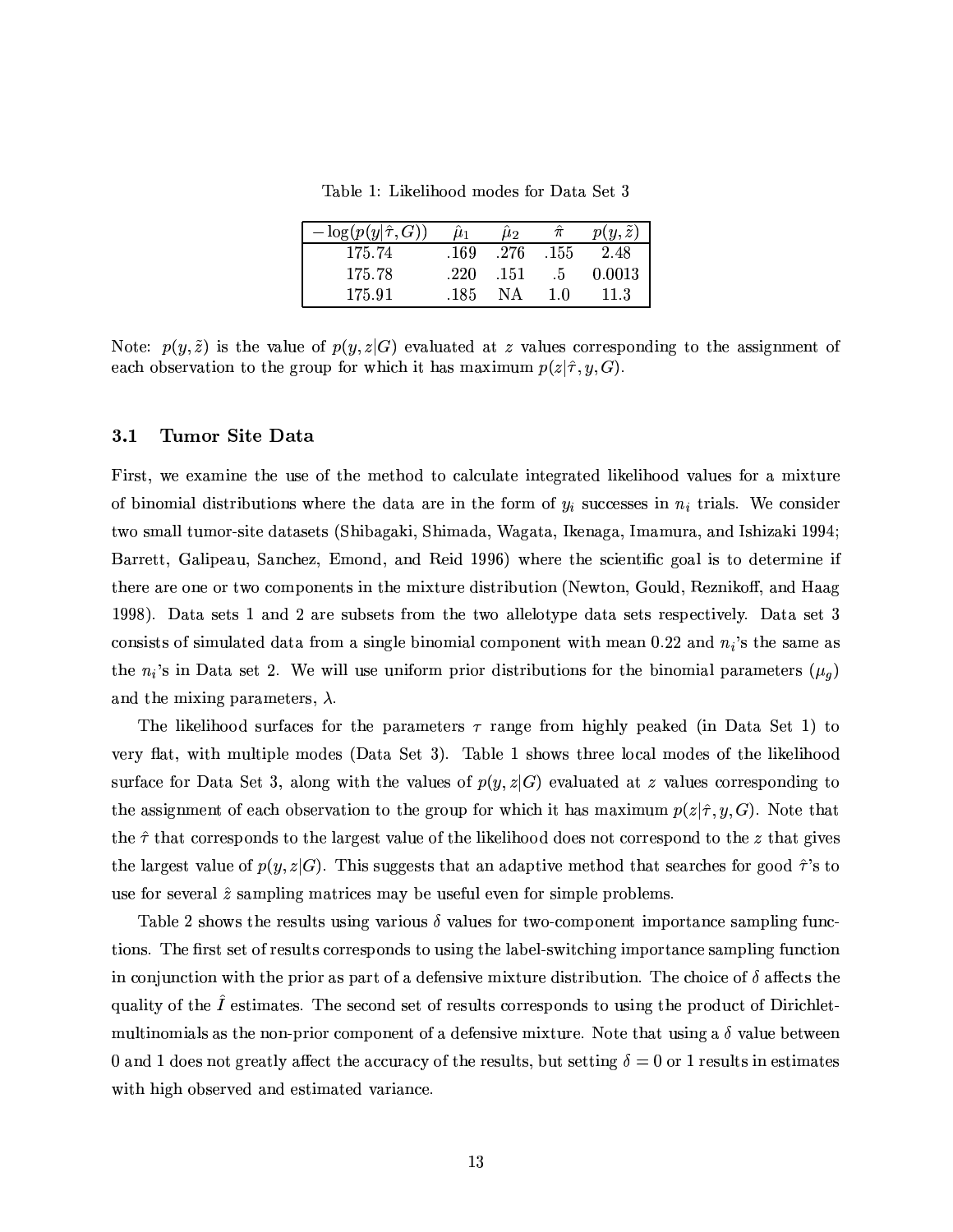Table 1: Likelihood modes for Data Set 3

| $-\log(p(y\|\hat{\tau}, G))$ | $\hat{\mu}_1$ | $\hat{\mu}_2$ | $\hat{\pi}$ | $p(y, \tilde{z})$ |
|---|---|---|---|---|
| 175.74 | .169 | .276 | .155 | 2.48 |
| 175.78 | .220 | .151 | .5 | 0.0013 |
| 175.91 | .185 | NA | 1.0 | 11.3 |

Note: $p(y, \tilde{z})$ is the value of $p(y, z|G)$ evaluated at $z$ values corresponding to the assignment of each observation to the group for which it has maximum $p(z|\hat{\tau}, y, G)$.

### 3.1 Tumor Site Data

First, we examine the use of the method to calculate integrated likelihood values for a mixture of binomial distributions where the data are in the form of $y_i$ successes in $n_i$ trials. We consider two small tumor-site datasets (Shibagaki, Shimada, Wagata, Ikenaga, Imamura, and Ishizaki 1994; Barrett, Galipeau, Sanchez, Emond, and Reid 1996) where the scientific goal is to determine if there are one or two components in the mixture distribution (Newton, Gould, Reznikoff, and Haag 1998). Data sets 1 and 2 are subsets from the two allelotype data sets respectively. Data set 3 consists of simulated data from a single binomial component with mean 0.22 and $n_i$'s the same as the $n_i$'s in Data set 2. We will use uniform prior distributions for the binomial parameters ($\mu_g$) and the mixing parameters, $\lambda$.

The likelihood surfaces for the parameters $\tau$ range from highly peaked (in Data Set 1) to very flat, with multiple modes (Data Set 3). Table 1 shows three local modes of the likelihood surface for Data Set 3, along with the values of $p(y, z|G)$ evaluated at $z$ values corresponding to the assignment of each observation to the group for which it has maximum $p(z|\hat{\tau}, y, G)$. Note that the $\hat{\tau}$ that corresponds to the largest value of the likelihood does not correspond to the $z$ that gives the largest value of $p(y, z|G)$. This suggests that an adaptive method that searches for good $\hat{\tau}$'s to use for several $\hat{z}$ sampling matrices may be useful even for simple problems.

Table 2 shows the results using various $\delta$ values for two-component importance sampling functions. The first set of results corresponds to using the label-switching importance sampling function in conjunction with the prior as part of a defensive mixture distribution. The choice of $\delta$ affects the quality of the $\hat{I}$ estimates. The second set of results corresponds to using the product of Dirichlet-multinomials as the non-prior component of a defensive mixture. Note that using a $\delta$ value between 0 and 1 does not greatly affect the accuracy of the results, but setting $\delta = 0$ or 1 results in estimates with high observed and estimated variance.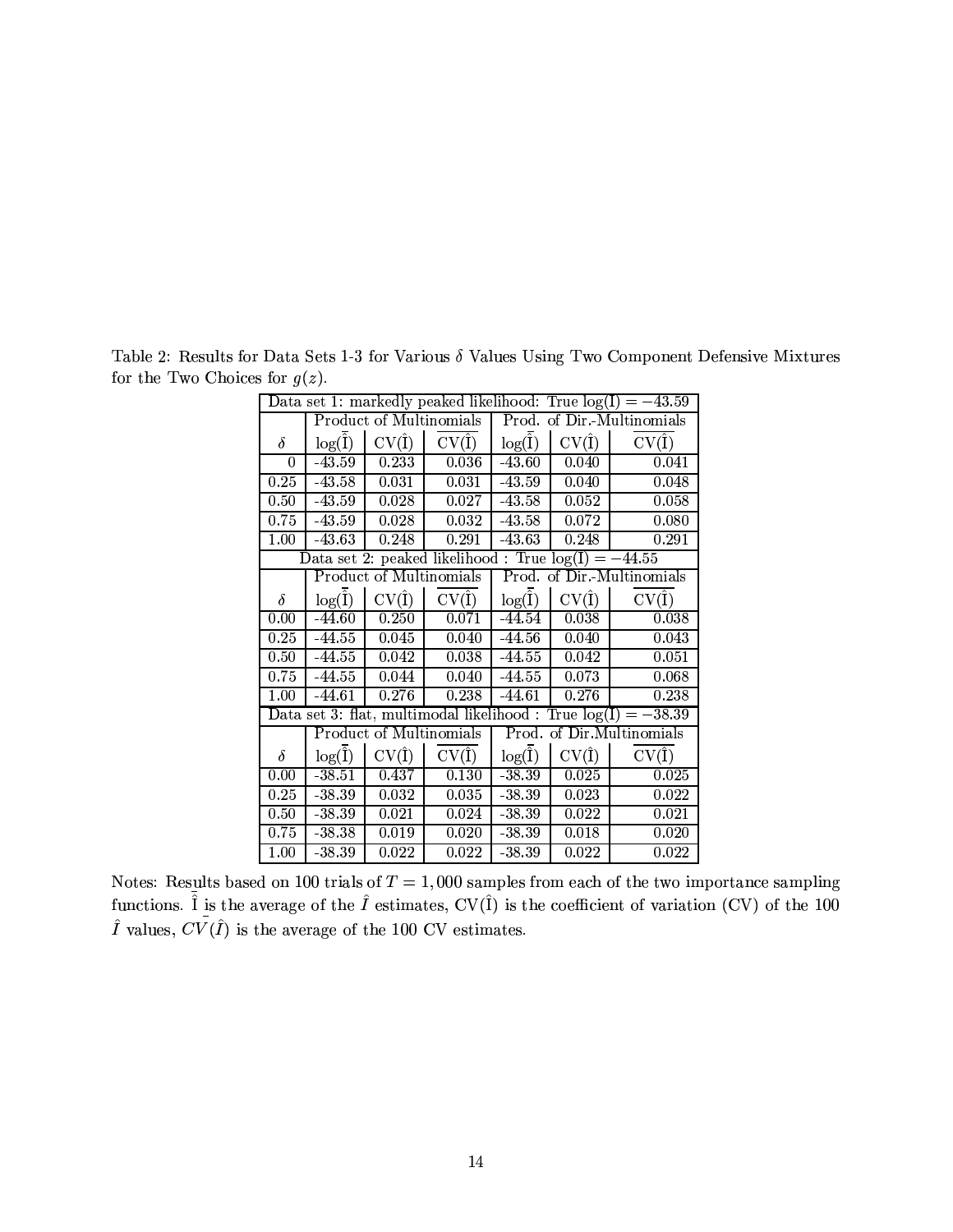Table 2: Results for Data Sets 1-3 for Various $\delta$ Values Using Two Component Defensive Mixtures for the Two Choices for $g(z)$.

| Data set 1: markedly peaked likelihood: True $\log(\mathrm{I}) = -43.59$ | | | | | | |
|---|---|---|---|---|---|---|
| | Product of Multinomials | | | Prod. of Dir.-Multinomials | | |
| $\delta$ | $\log(\bar{\hat{\mathrm{I}}})$ | $\mathrm{CV}(\hat{\mathrm{I}})$ | $\overline{\mathrm{CV}(\hat{\mathrm{I}})}$ | $\log(\bar{\hat{\mathrm{I}}})$ | $\mathrm{CV}(\hat{\mathrm{I}})$ | $\overline{\mathrm{CV}(\hat{\mathrm{I}})}$ |
| 0 | -43.59 | 0.233 | 0.036 | -43.60 | 0.040 | 0.041 |
| 0.25 | -43.58 | 0.031 | 0.031 | -43.59 | 0.040 | 0.048 |
| 0.50 | -43.59 | 0.028 | 0.027 | -43.58 | 0.052 | 0.058 |
| 0.75 | -43.59 | 0.028 | 0.032 | -43.58 | 0.072 | 0.080 |
| 1.00 | -43.63 | 0.248 | 0.291 | -43.63 | 0.248 | 0.291 |
| **Data set 2: peaked likelihood : True $\log(\mathrm{I}) = -44.55$** | | | | | | |
| | Product of Multinomials | | | Prod. of Dir.-Multinomials | | |
| $\delta$ | $\log(\bar{\hat{\mathrm{I}}})$ | $\mathrm{CV}(\hat{\mathrm{I}})$ | $\overline{\mathrm{CV}(\hat{\mathrm{I}})}$ | $\log(\bar{\hat{\mathrm{I}}})$ | $\mathrm{CV}(\hat{\mathrm{I}})$ | $\overline{\mathrm{CV}(\hat{\mathrm{I}})}$ |
| 0.00 | -44.60 | 0.250 | 0.071 | -44.54 | 0.038 | 0.038 |
| 0.25 | -44.55 | 0.045 | 0.040 | -44.56 | 0.040 | 0.043 |
| 0.50 | -44.55 | 0.042 | 0.038 | -44.55 | 0.042 | 0.051 |
| 0.75 | -44.55 | 0.044 | 0.040 | -44.55 | 0.073 | 0.068 |
| 1.00 | -44.61 | 0.276 | 0.238 | -44.61 | 0.276 | 0.238 |
| **Data set 3: flat, multimodal likelihood : True $\log(\mathrm{I}) = -38.39$** | | | | | | |
| | Product of Multinomials | | | Prod. of Dir.Multinomials | | |
| $\delta$ | $\log(\bar{\hat{\mathrm{I}}})$ | $\mathrm{CV}(\hat{\mathrm{I}})$ | $\overline{\mathrm{CV}(\hat{\mathrm{I}})}$ | $\log(\bar{\hat{\mathrm{I}}})$ | $\mathrm{CV}(\hat{\mathrm{I}})$ | $\overline{\mathrm{CV}(\hat{\mathrm{I}})}$ |
| 0.00 | -38.51 | 0.437 | 0.130 | -38.39 | 0.025 | 0.025 |
| 0.25 | -38.39 | 0.032 | 0.035 | -38.39 | 0.023 | 0.022 |
| 0.50 | -38.39 | 0.021 | 0.024 | -38.39 | 0.022 | 0.021 |
| 0.75 | -38.38 | 0.019 | 0.020 | -38.39 | 0.018 | 0.020 |
| 1.00 | -38.39 | 0.022 | 0.022 | -38.39 | 0.022 | 0.022 |

Notes: Results based on 100 trials of $T = 1,000$ samples from each of the two importance sampling functions. $\bar{\hat{\mathrm{I}}}$ is the average of the $\hat{I}$ estimates, $\mathrm{CV}(\hat{\mathrm{I}})$ is the coefficient of variation (CV) of the 100 $\hat{I}$ values, $\overline{CV}(\hat{I})$ is the average of the 100 CV estimates.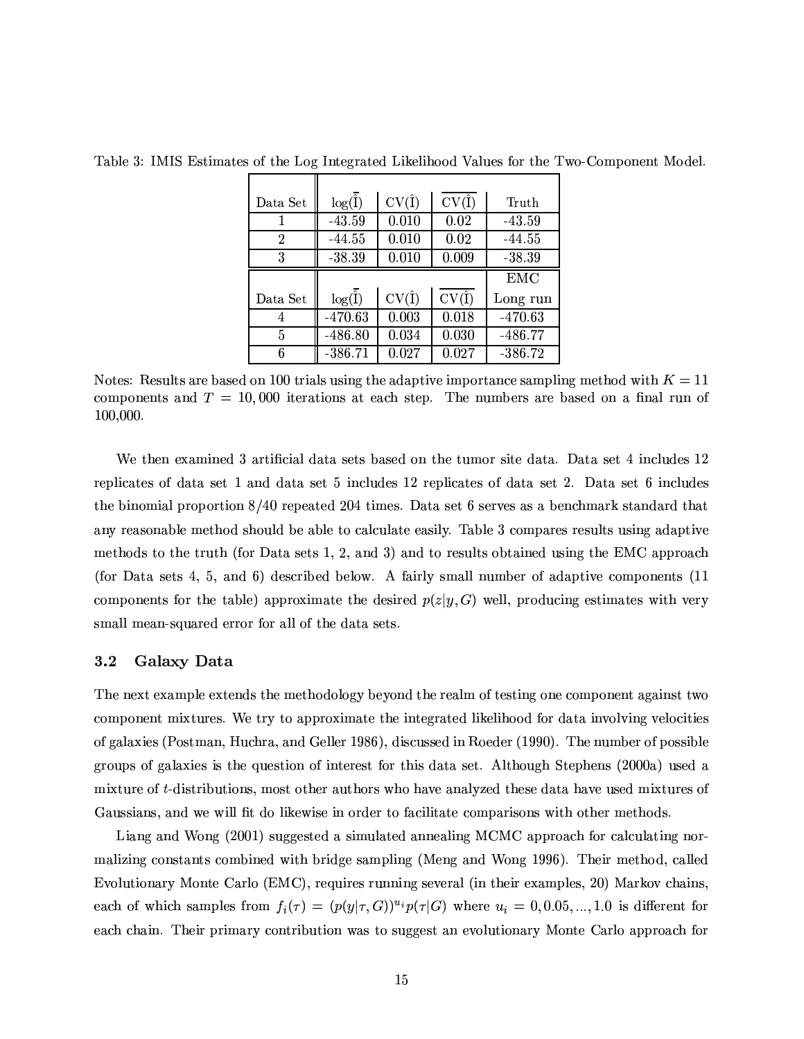Table 3: IMIS Estimates of the Log Integrated Likelihood Values for the Two-Component Model.

| Data Set | $\log(\bar{\hat{\text{I}}})$ | $\text{CV}(\hat{\text{I}})$ | $\overline{\text{CV}(\hat{\text{I}})}$ | Truth |
|---|---|---|---|---|
| 1 | -43.59 | 0.010 | 0.02 | -43.59 |
| 2 | -44.55 | 0.010 | 0.02 | -44.55 |
| 3 | -38.39 | 0.010 | 0.009 | -38.39 |
| Data Set | $\log(\bar{\hat{\text{I}}})$ | $\text{CV}(\hat{\text{I}})$ | $\overline{\text{CV}(\hat{\text{I}})}$ | EMC Long run |
| 4 | -470.63 | 0.003 | 0.018 | -470.63 |
| 5 | -486.80 | 0.034 | 0.030 | -486.77 |
| 6 | -386.71 | 0.027 | 0.027 | -386.72 |

Notes: Results are based on 100 trials using the adaptive importance sampling method with $K = 11$ components and $T = 10,000$ iterations at each step. The numbers are based on a final run of 100,000.

We then examined 3 artificial data sets based on the tumor site data. Data set 4 includes 12 replicates of data set 1 and data set 5 includes 12 replicates of data set 2. Data set 6 includes the binomial proportion 8/40 repeated 204 times. Data set 6 serves as a benchmark standard that any reasonable method should be able to calculate easily. Table 3 compares results using adaptive methods to the truth (for Data sets 1, 2, and 3) and to results obtained using the EMC approach (for Data sets 4, 5, and 6) described below. A fairly small number of adaptive components (11 components for the table) approximate the desired $p(z|y, G)$ well, producing estimates with very small mean-squared error for all of the data sets.

### 3.2 Galaxy Data

The next example extends the methodology beyond the realm of testing one component against two component mixtures. We try to approximate the integrated likelihood for data involving velocities of galaxies (Postman, Huchra, and Geller 1986), discussed in Roeder (1990). The number of possible groups of galaxies is the question of interest for this data set. Although Stephens (2000a) used a mixture of $t$-distributions, most other authors who have analyzed these data have used mixtures of Gaussians, and we will fit do likewise in order to facilitate comparisons with other methods.

Liang and Wong (2001) suggested a simulated annealing MCMC approach for calculating normalizing constants combined with bridge sampling (Meng and Wong 1996). Their method, called Evolutionary Monte Carlo (EMC), requires running several (in their examples, 20) Markov chains, each of which samples from $f_i(\tau) = (p(y|\tau, G))^{u_i} p(\tau|G)$ where $u_i = 0, 0.05, ..., 1.0$ is different for each chain. Their primary contribution was to suggest an evolutionary Monte Carlo approach for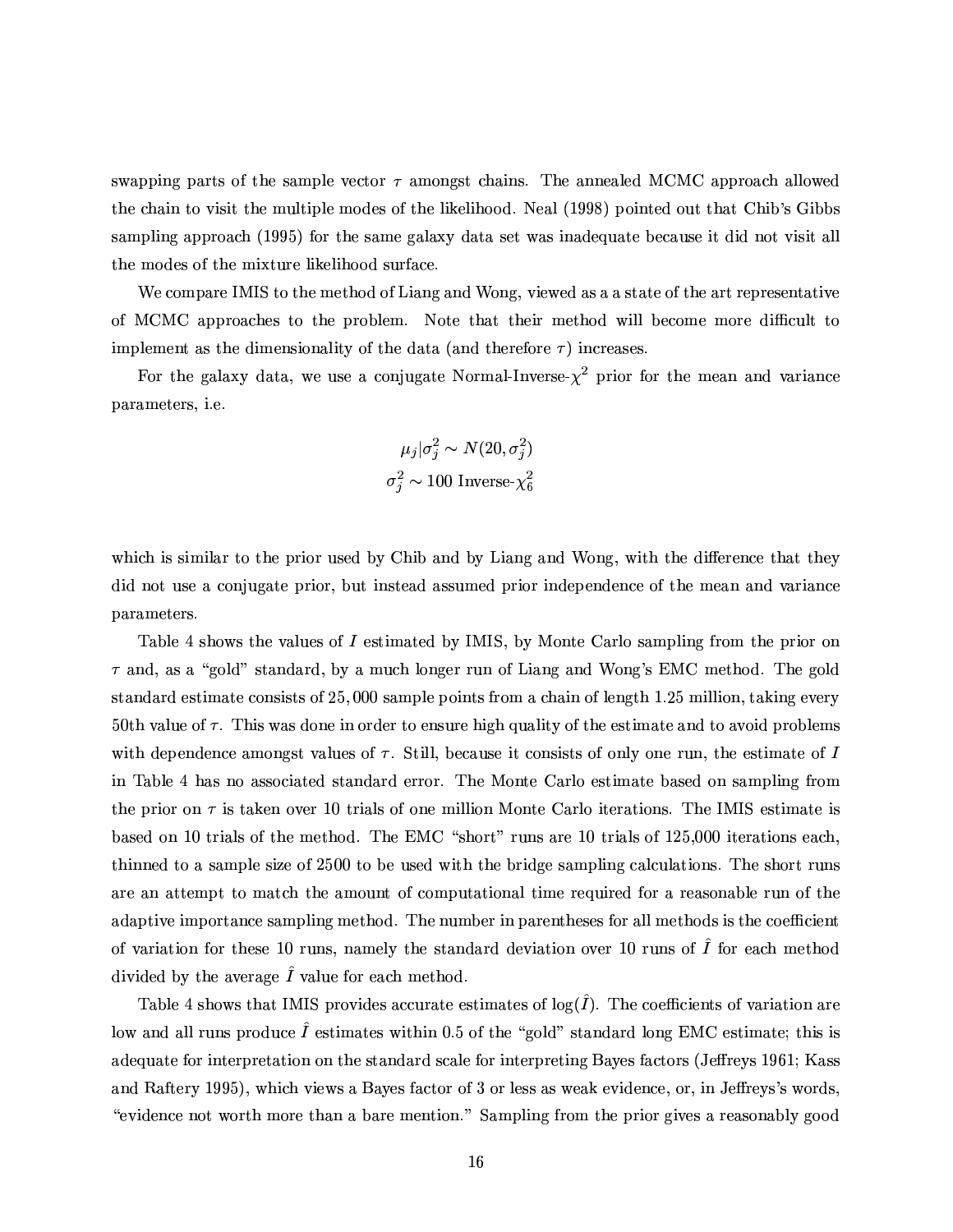swapping parts of the sample vector $\tau$ amongst chains. The annealed MCMC approach allowed the chain to visit the multiple modes of the likelihood. Neal (1998) pointed out that Chib's Gibbs sampling approach (1995) for the same galaxy data set was inadequate because it did not visit all the modes of the mixture likelihood surface.

We compare IMIS to the method of Liang and Wong, viewed as a a state of the art representative of MCMC approaches to the problem. Note that their method will become more difficult to implement as the dimensionality of the data (and therefore $\tau$) increases.

For the galaxy data, we use a conjugate Normal-Inverse-$\chi^2$ prior for the mean and variance parameters, i.e.

$$\mu_j | \sigma_j^2 \sim N(20, \sigma_j^2)$$
$$\sigma_j^2 \sim 100 \text{ Inverse-}\chi_6^2$$

which is similar to the prior used by Chib and by Liang and Wong, with the difference that they did not use a conjugate prior, but instead assumed prior independence of the mean and variance parameters.

Table 4 shows the values of $I$ estimated by IMIS, by Monte Carlo sampling from the prior on $\tau$ and, as a "gold" standard, by a much longer run of Liang and Wong's EMC method. The gold standard estimate consists of 25,000 sample points from a chain of length 1.25 million, taking every 50th value of $\tau$. This was done in order to ensure high quality of the estimate and to avoid problems with dependence amongst values of $\tau$. Still, because it consists of only one run, the estimate of $I$ in Table 4 has no associated standard error. The Monte Carlo estimate based on sampling from the prior on $\tau$ is taken over 10 trials of one million Monte Carlo iterations. The IMIS estimate is based on 10 trials of the method. The EMC "short" runs are 10 trials of 125,000 iterations each, thinned to a sample size of 2500 to be used with the bridge sampling calculations. The short runs are an attempt to match the amount of computational time required for a reasonable run of the adaptive importance sampling method. The number in parentheses for all methods is the coefficient of variation for these 10 runs, namely the standard deviation over 10 runs of $\hat{I}$ for each method divided by the average $\hat{I}$ value for each method.

Table 4 shows that IMIS provides accurate estimates of $\log(\hat{I})$. The coefficients of variation are low and all runs produce $\hat{I}$ estimates within 0.5 of the "gold" standard long EMC estimate; this is adequate for interpretation on the standard scale for interpreting Bayes factors (Jeffreys 1961; Kass and Raftery 1995), which views a Bayes factor of 3 or less as weak evidence, or, in Jeffreys's words, "evidence not worth more than a bare mention." Sampling from the prior gives a reasonably good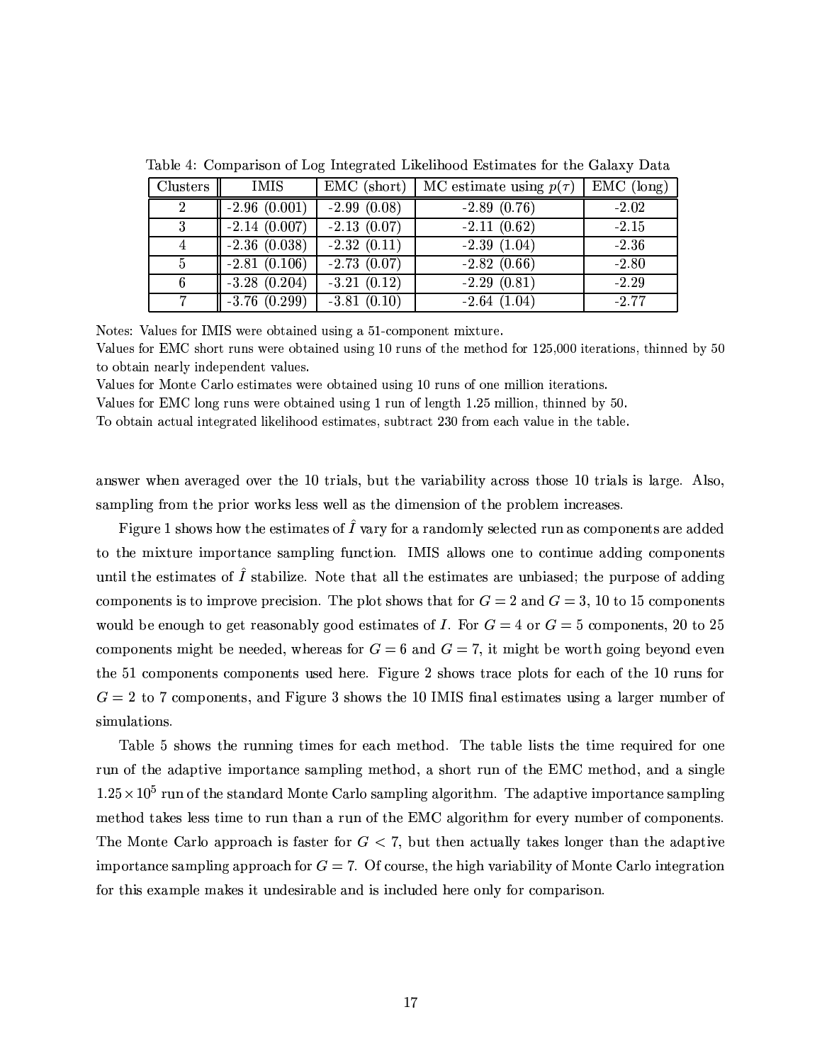Table 4: Comparison of Log Integrated Likelihood Estimates for the Galaxy Data

| Clusters | IMIS | EMC (short) | MC estimate using $p(\tau)$ | EMC (long) |
|---|---|---|---|---|
| 2 | -2.96 (0.001) | -2.99 (0.08) | -2.89 (0.76) | -2.02 |
| 3 | -2.14 (0.007) | -2.13 (0.07) | -2.11 (0.62) | -2.15 |
| 4 | -2.36 (0.038) | -2.32 (0.11) | -2.39 (1.04) | -2.36 |
| 5 | -2.81 (0.106) | -2.73 (0.07) | -2.82 (0.66) | -2.80 |
| 6 | -3.28 (0.204) | -3.21 (0.12) | -2.29 (0.81) | -2.29 |
| 7 | -3.76 (0.299) | -3.81 (0.10) | -2.64 (1.04) | -2.77 |

Notes: Values for IMIS were obtained using a 51-component mixture.
Values for EMC short runs were obtained using 10 runs of the method for 125,000 iterations, thinned by 50 to obtain nearly independent values.
Values for Monte Carlo estimates were obtained using 10 runs of one million iterations.
Values for EMC long runs were obtained using 1 run of length 1.25 million, thinned by 50.
To obtain actual integrated likelihood estimates, subtract 230 from each value in the table.

answer when averaged over the 10 trials, but the variability across those 10 trials is large. Also, sampling from the prior works less well as the dimension of the problem increases.

Figure 1 shows how the estimates of $\hat{I}$ vary for a randomly selected run as components are added to the mixture importance sampling function. IMIS allows one to continue adding components until the estimates of $\hat{I}$ stabilize. Note that all the estimates are unbiased; the purpose of adding components is to improve precision. The plot shows that for $G = 2$ and $G = 3$, 10 to 15 components would be enough to get reasonably good estimates of $I$. For $G = 4$ or $G = 5$ components, 20 to 25 components might be needed, whereas for $G = 6$ and $G = 7$, it might be worth going beyond even the 51 components components used here. Figure 2 shows trace plots for each of the 10 runs for $G = 2$ to 7 components, and Figure 3 shows the 10 IMIS final estimates using a larger number of simulations.

Table 5 shows the running times for each method. The table lists the time required for one run of the adaptive importance sampling method, a short run of the EMC method, and a single $1.25 \times 10^5$ run of the standard Monte Carlo sampling algorithm. The adaptive importance sampling method takes less time to run than a run of the EMC algorithm for every number of components. The Monte Carlo approach is faster for $G < 7$, but then actually takes longer than the adaptive importance sampling approach for $G = 7$. Of course, the high variability of Monte Carlo integration for this example makes it undesirable and is included here only for comparison.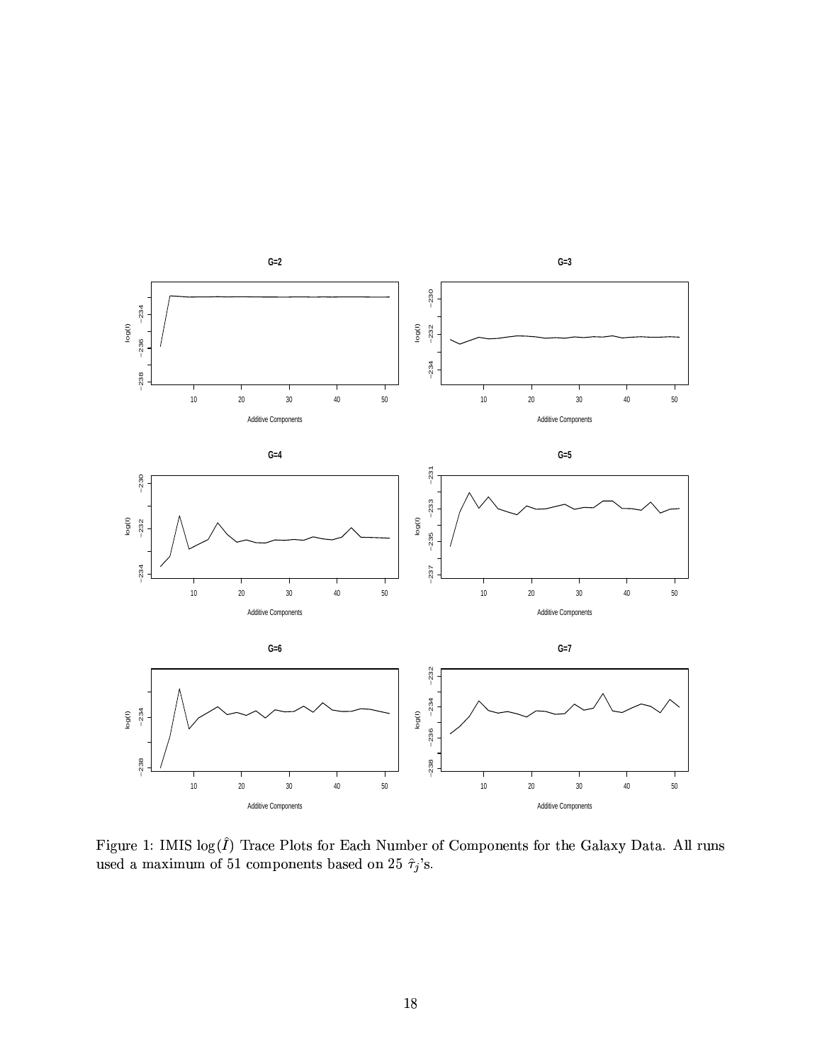Figure 1: IMIS $\log(\hat{I})$ Trace Plots for Each Number of Components for the Galaxy Data. All runs used a maximum of 51 components based on 25 $\hat{\tau}_j$'s.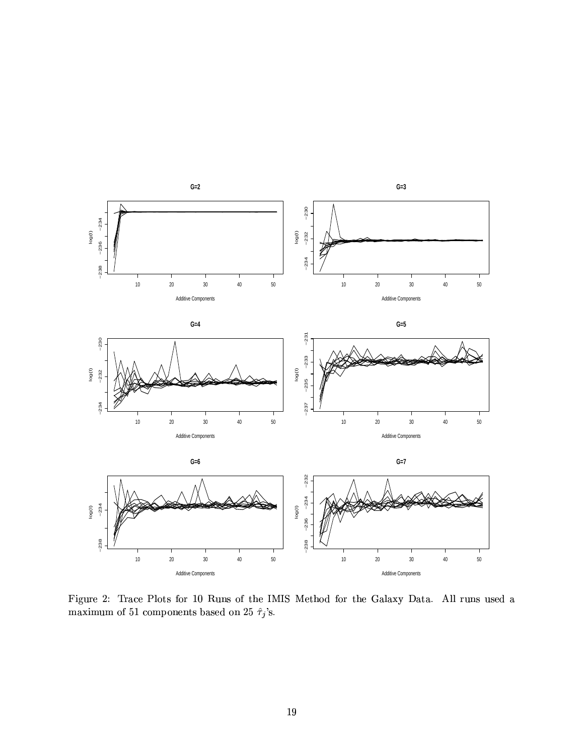Figure 2: Trace Plots for 10 Runs of the IMIS Method for the Galaxy Data. All runs used a maximum of 51 components based on 25 $\hat{\tau}_j$'s.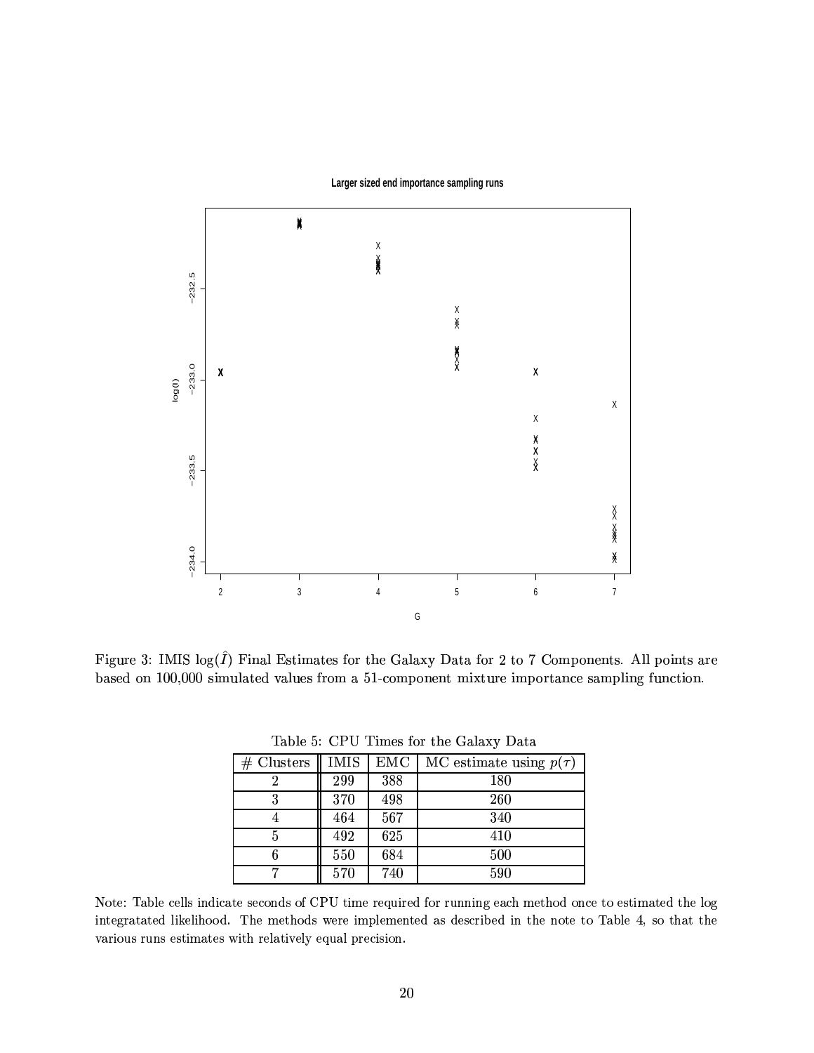Figure 3: IMIS $\log(\hat{I})$ Final Estimates for the Galaxy Data for 2 to 7 Components. All points are based on 100,000 simulated values from a 51-component mixture importance sampling function.

Table 5: CPU Times for the Galaxy Data

| # Clusters | IMIS | EMC | MC estimate using $p(\tau)$ |
|---|---|---|---|
| 2 | 299 | 388 | 180 |
| 3 | 370 | 498 | 260 |
| 4 | 464 | 567 | 340 |
| 5 | 492 | 625 | 410 |
| 6 | 550 | 684 | 500 |
| 7 | 570 | 740 | 590 |

Note: Table cells indicate seconds of CPU time required for running each method once to estimated the log integratated likelihood. The methods were implemented as described in the note to Table 4, so that the various runs estimates with relatively equal precision.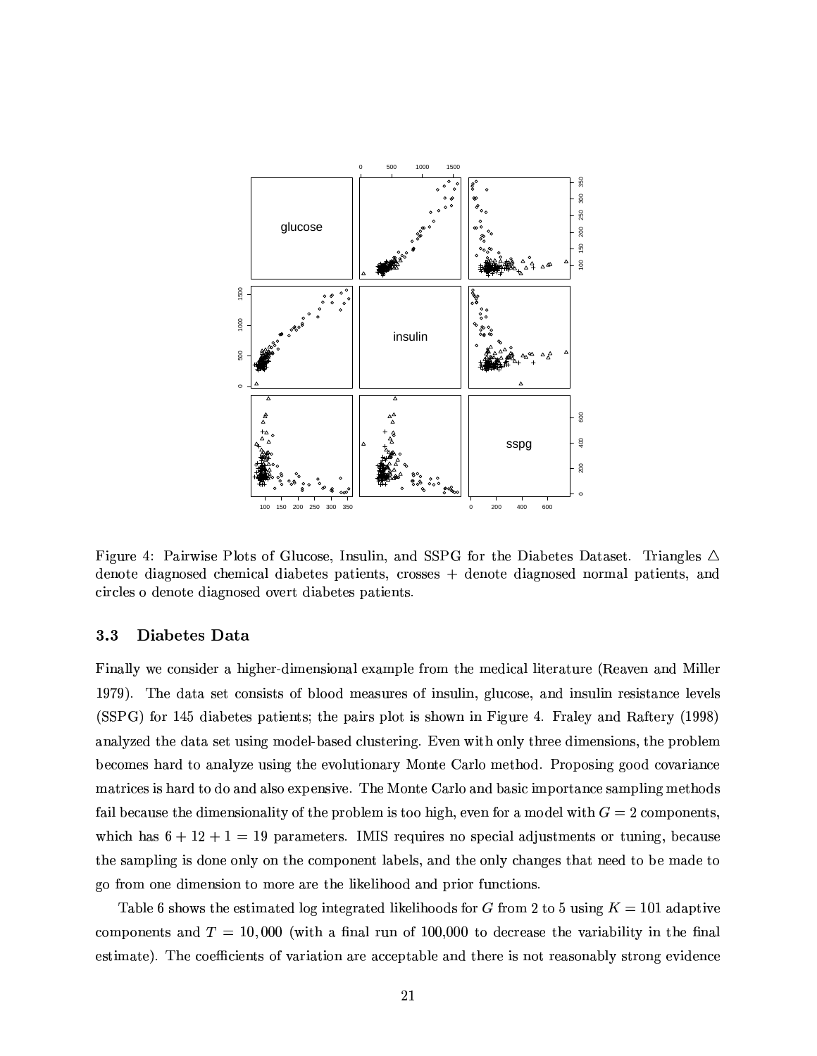Figure 4: Pairwise Plots of Glucose, Insulin, and SSPG for the Diabetes Dataset. Triangles △ denote diagnosed chemical diabetes patients, crosses + denote diagnosed normal patients, and circles o denote diagnosed overt diabetes patients.

### 3.3 Diabetes Data

Finally we consider a higher-dimensional example from the medical literature (Reaven and Miller 1979). The data set consists of blood measures of insulin, glucose, and insulin resistance levels (SSPG) for 145 diabetes patients; the pairs plot is shown in Figure 4. Fraley and Raftery (1998) analyzed the data set using model-based clustering. Even with only three dimensions, the problem becomes hard to analyze using the evolutionary Monte Carlo method. Proposing good covariance matrices is hard to do and also expensive. The Monte Carlo and basic importance sampling methods fail because the dimensionality of the problem is too high, even for a model with $G = 2$ components, which has $6 + 12 + 1 = 19$ parameters. IMIS requires no special adjustments or tuning, because the sampling is done only on the component labels, and the only changes that need to be made to go from one dimension to more are the likelihood and prior functions.

Table 6 shows the estimated log integrated likelihoods for $G$ from 2 to 5 using $K = 101$ adaptive components and $T = 10,000$ (with a final run of 100,000 to decrease the variability in the final estimate). The coefficients of variation are acceptable and there is not reasonably strong evidence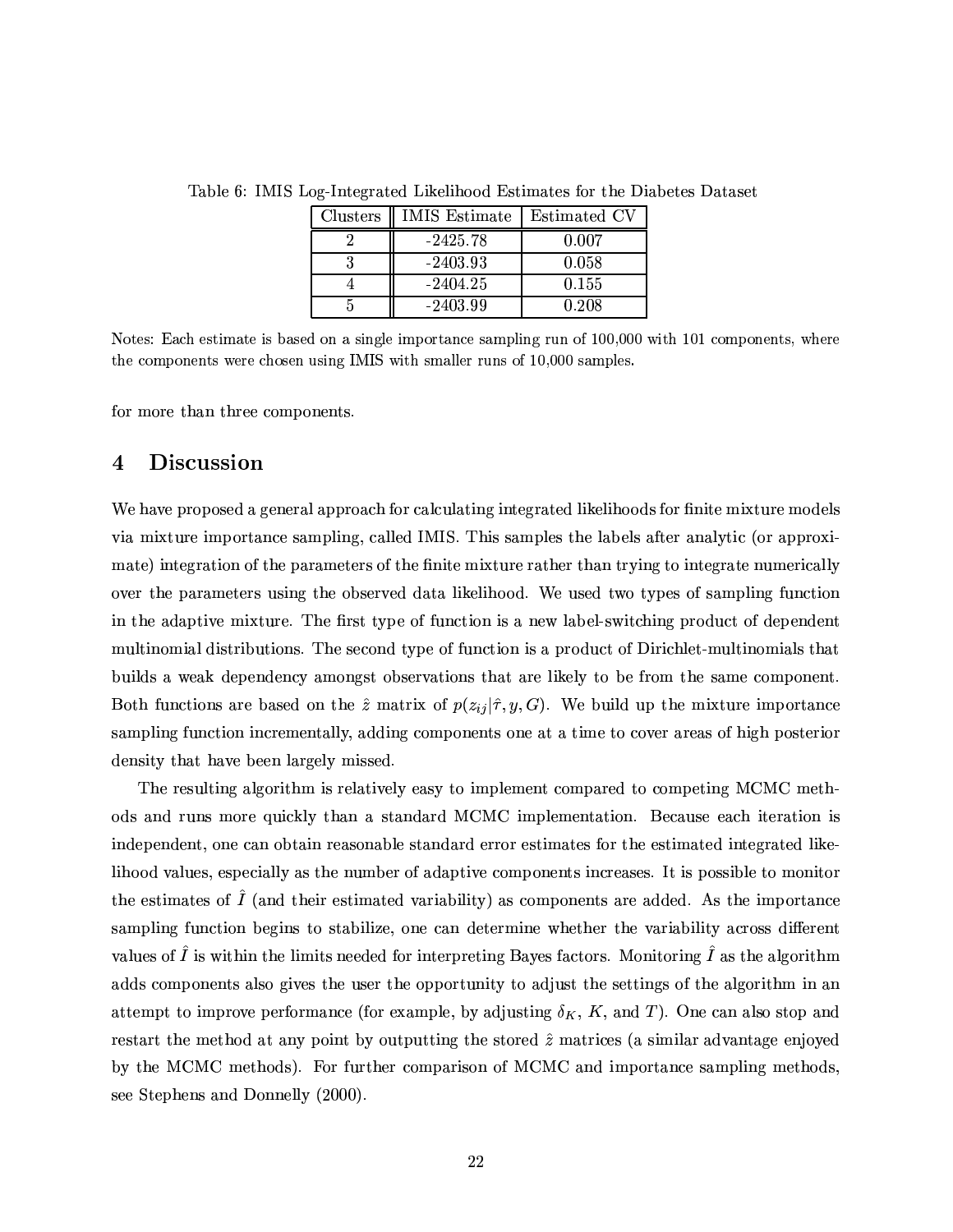Table 6: IMIS Log-Integrated Likelihood Estimates for the Diabetes Dataset

| Clusters | IMIS Estimate | Estimated CV |
|---|---|---|
| 2 | -2425.78 | 0.007 |
| 3 | -2403.93 | 0.058 |
| 4 | -2404.25 | 0.155 |
| 5 | -2403.99 | 0.208 |

Notes: Each estimate is based on a single importance sampling run of 100,000 with 101 components, where the components were chosen using IMIS with smaller runs of 10,000 samples.

for more than three components.

## 4 Discussion

We have proposed a general approach for calculating integrated likelihoods for finite mixture models via mixture importance sampling, called IMIS. This samples the labels after analytic (or approximate) integration of the parameters of the finite mixture rather than trying to integrate numerically over the parameters using the observed data likelihood. We used two types of sampling function in the adaptive mixture. The first type of function is a new label-switching product of dependent multinomial distributions. The second type of function is a product of Dirichlet-multinomials that builds a weak dependency amongst observations that are likely to be from the same component. Both functions are based on the $\hat{z}$ matrix of $p(z_{ij}|\hat{\tau}, y, G)$. We build up the mixture importance sampling function incrementally, adding components one at a time to cover areas of high posterior density that have been largely missed.

The resulting algorithm is relatively easy to implement compared to competing MCMC methods and runs more quickly than a standard MCMC implementation. Because each iteration is independent, one can obtain reasonable standard error estimates for the estimated integrated likelihood values, especially as the number of adaptive components increases. It is possible to monitor the estimates of $\hat{I}$ (and their estimated variability) as components are added. As the importance sampling function begins to stabilize, one can determine whether the variability across different values of $\hat{I}$ is within the limits needed for interpreting Bayes factors. Monitoring $\hat{I}$ as the algorithm adds components also gives the user the opportunity to adjust the settings of the algorithm in an attempt to improve performance (for example, by adjusting $\delta_K$, $K$, and $T$). One can also stop and restart the method at any point by outputting the stored $\hat{z}$ matrices (a similar advantage enjoyed by the MCMC methods). For further comparison of MCMC and importance sampling methods, see Stephens and Donnelly (2000).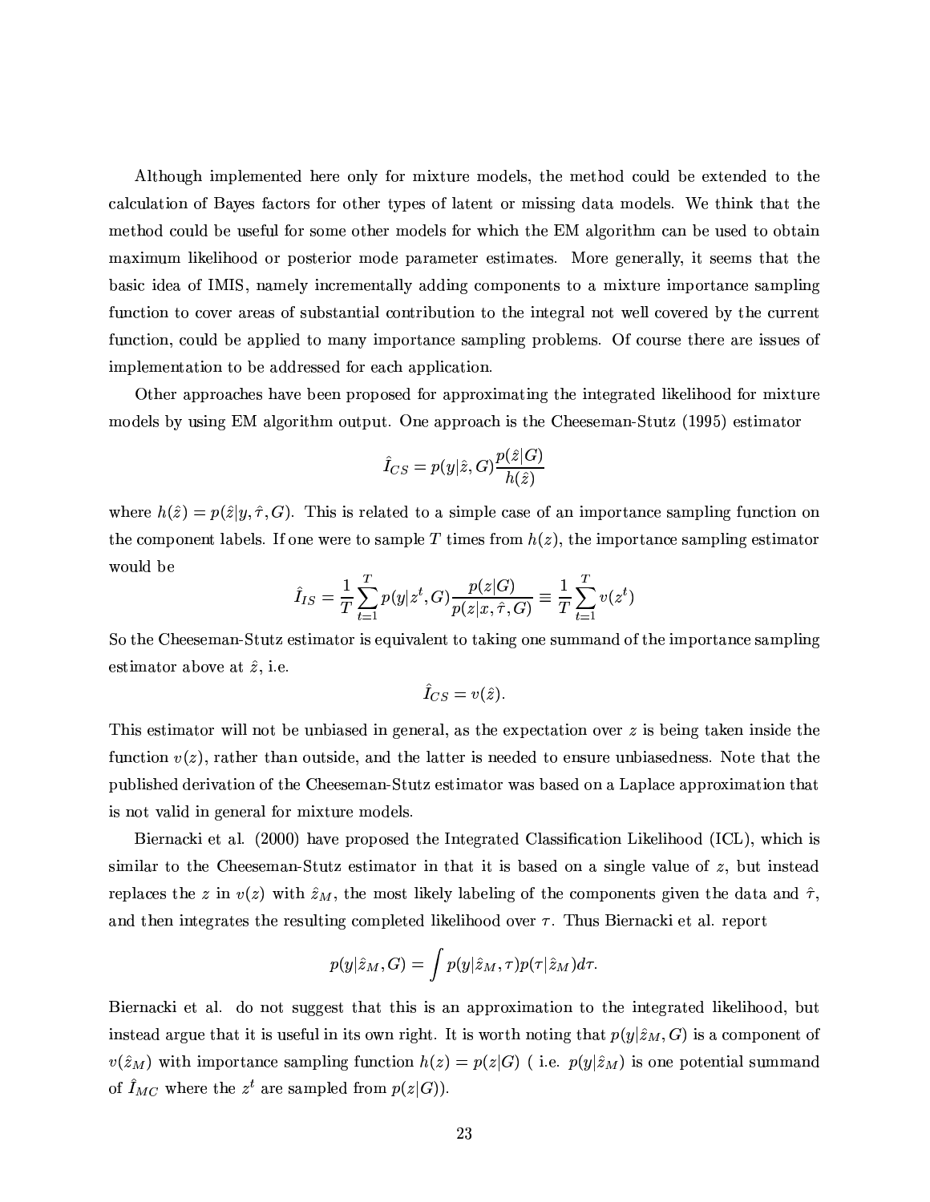Although implemented here only for mixture models, the method could be extended to the calculation of Bayes factors for other types of latent or missing data models. We think that the method could be useful for some other models for which the EM algorithm can be used to obtain maximum likelihood or posterior mode parameter estimates. More generally, it seems that the basic idea of IMIS, namely incrementally adding components to a mixture importance sampling function to cover areas of substantial contribution to the integral not well covered by the current function, could be applied to many importance sampling problems. Of course there are issues of implementation to be addressed for each application.

Other approaches have been proposed for approximating the integrated likelihood for mixture models by using EM algorithm output. One approach is the Cheeseman-Stutz (1995) estimator

$$\hat{I}_{CS} = p(y|\hat{z}, G)\frac{p(\hat{z}|G)}{h(\hat{z})}$$

where $h(\hat{z}) = p(\hat{z}|y, \hat{\tau}, G)$. This is related to a simple case of an importance sampling function on the component labels. If one were to sample $T$ times from $h(z)$, the importance sampling estimator would be

$$\hat{I}_{IS} = \frac{1}{T}\sum_{t=1}^{T} p(y|z^t, G)\frac{p(z|G)}{p(z|x, \hat{\tau}, G)} \equiv \frac{1}{T}\sum_{t=1}^{T} v(z^t)$$

So the Cheeseman-Stutz estimator is equivalent to taking one summand of the importance sampling estimator above at $\hat{z}$, i.e.

$$\hat{I}_{CS} = v(\hat{z}).$$

This estimator will not be unbiased in general, as the expectation over $z$ is being taken inside the function $v(z)$, rather than outside, and the latter is needed to ensure unbiasedness. Note that the published derivation of the Cheeseman-Stutz estimator was based on a Laplace approximation that is not valid in general for mixture models.

Biernacki et al. (2000) have proposed the Integrated Classification Likelihood (ICL), which is similar to the Cheeseman-Stutz estimator in that it is based on a single value of $z$, but instead replaces the $z$ in $v(z)$ with $\hat{z}_M$, the most likely labeling of the components given the data and $\hat{\tau}$, and then integrates the resulting completed likelihood over $\tau$. Thus Biernacki et al. report

$$p(y|\hat{z}_M, G) = \int p(y|\hat{z}_M, \tau)p(\tau|\hat{z}_M)d\tau.$$

Biernacki et al. do not suggest that this is an approximation to the integrated likelihood, but instead argue that it is useful in its own right. It is worth noting that $p(y|\hat{z}_M, G)$ is a component of $v(\hat{z}_M)$ with importance sampling function $h(z) = p(z|G)$ ( i.e. $p(y|\hat{z}_M)$ is one potential summand of $\hat{I}_{MC}$ where the $z^t$ are sampled from $p(z|G)$).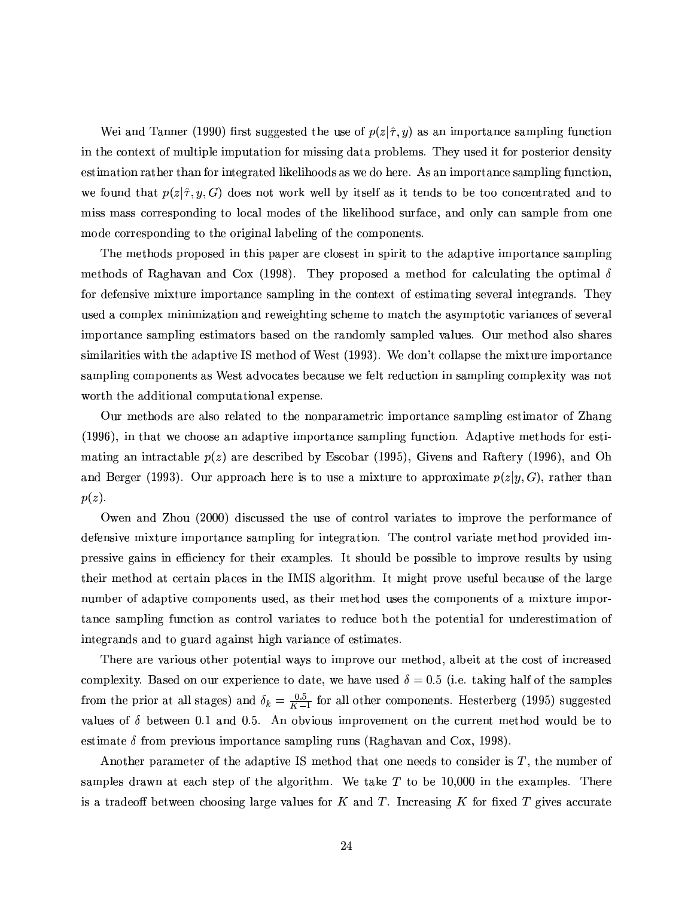Wei and Tanner (1990) first suggested the use of $p(z|\hat{\tau}, y)$ as an importance sampling function in the context of multiple imputation for missing data problems. They used it for posterior density estimation rather than for integrated likelihoods as we do here. As an importance sampling function, we found that $p(z|\hat{\tau}, y, G)$ does not work well by itself as it tends to be too concentrated and to miss mass corresponding to local modes of the likelihood surface, and only can sample from one mode corresponding to the original labeling of the components.

The methods proposed in this paper are closest in spirit to the adaptive importance sampling methods of Raghavan and Cox (1998). They proposed a method for calculating the optimal $\delta$ for defensive mixture importance sampling in the context of estimating several integrands. They used a complex minimization and reweighting scheme to match the asymptotic variances of several importance sampling estimators based on the randomly sampled values. Our method also shares similarities with the adaptive IS method of West (1993). We don't collapse the mixture importance sampling components as West advocates because we felt reduction in sampling complexity was not worth the additional computational expense.

Our methods are also related to the nonparametric importance sampling estimator of Zhang (1996), in that we choose an adaptive importance sampling function. Adaptive methods for estimating an intractable $p(z)$ are described by Escobar (1995), Givens and Raftery (1996), and Oh and Berger (1993). Our approach here is to use a mixture to approximate $p(z|y, G)$, rather than $p(z)$.

Owen and Zhou (2000) discussed the use of control variates to improve the performance of defensive mixture importance sampling for integration. The control variate method provided impressive gains in efficiency for their examples. It should be possible to improve results by using their method at certain places in the IMIS algorithm. It might prove useful because of the large number of adaptive components used, as their method uses the components of a mixture importance sampling function as control variates to reduce both the potential for underestimation of integrands and to guard against high variance of estimates.

There are various other potential ways to improve our method, albeit at the cost of increased complexity. Based on our experience to date, we have used $\delta = 0.5$ (i.e. taking half of the samples from the prior at all stages) and $\delta_k = \frac{0.5}{K-1}$ for all other components. Hesterberg (1995) suggested values of $\delta$ between 0.1 and 0.5. An obvious improvement on the current method would be to estimate $\delta$ from previous importance sampling runs (Raghavan and Cox, 1998).

Another parameter of the adaptive IS method that one needs to consider is $T$, the number of samples drawn at each step of the algorithm. We take $T$ to be 10,000 in the examples. There is a tradeoff between choosing large values for $K$ and $T$. Increasing $K$ for fixed $T$ gives accurate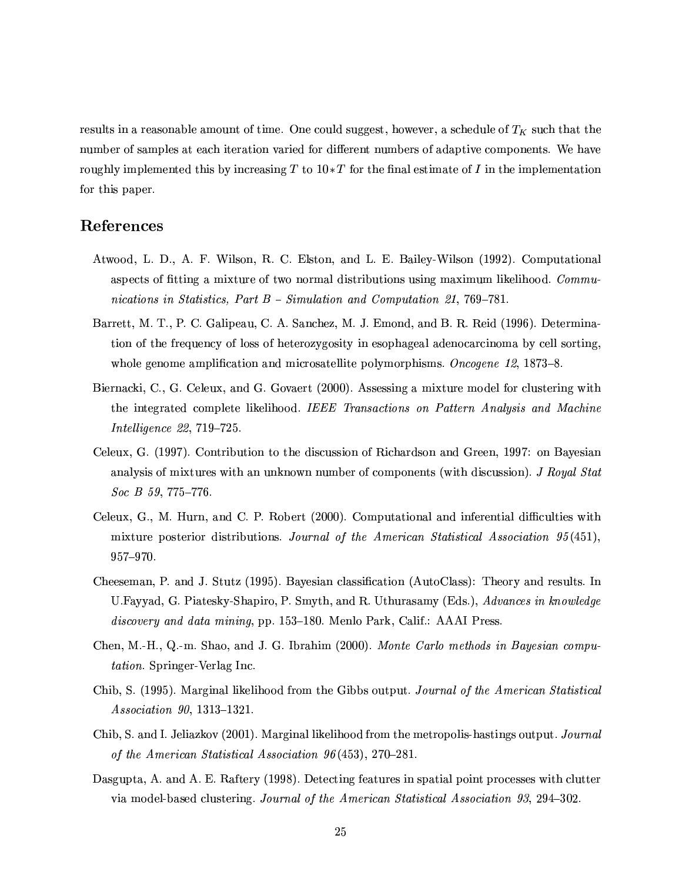results in a reasonable amount of time. One could suggest, however, a schedule of $T_K$ such that the number of samples at each iteration varied for different numbers of adaptive components. We have roughly implemented this by increasing $T$ to $10*T$ for the final estimate of $I$ in the implementation for this paper.

## References

Atwood, L. D., A. F. Wilson, R. C. Elston, and L. E. Bailey-Wilson (1992). Computational aspects of fitting a mixture of two normal distributions using maximum likelihood. *Communications in Statistics, Part B – Simulation and Computation 21*, 769–781.

Barrett, M. T., P. C. Galipeau, C. A. Sanchez, M. J. Emond, and B. R. Reid (1996). Determination of the frequency of loss of heterozygosity in esophageal adenocarcinoma by cell sorting, whole genome amplification and microsatellite polymorphisms. *Oncogene 12*, 1873–8.

Biernacki, C., G. Celeux, and G. Govaert (2000). Assessing a mixture model for clustering with the integrated complete likelihood. *IEEE Transactions on Pattern Analysis and Machine Intelligence 22*, 719–725.

Celeux, G. (1997). Contribution to the discussion of Richardson and Green, 1997: on Bayesian analysis of mixtures with an unknown number of components (with discussion). *J Royal Stat Soc B 59*, 775–776.

Celeux, G., M. Hurn, and C. P. Robert (2000). Computational and inferential difficulties with mixture posterior distributions. *Journal of the American Statistical Association 95*(451), 957–970.

Cheeseman, P. and J. Stutz (1995). Bayesian classification (AutoClass): Theory and results. In U.Fayyad, G. Piatesky-Shapiro, P. Smyth, and R. Uthurasamy (Eds.), *Advances in knowledge discovery and data mining*, pp. 153–180. Menlo Park, Calif.: AAAI Press.

Chen, M.-H., Q.-m. Shao, and J. G. Ibrahim (2000). *Monte Carlo methods in Bayesian computation.* Springer-Verlag Inc.

Chib, S. (1995). Marginal likelihood from the Gibbs output. *Journal of the American Statistical Association 90*, 1313–1321.

Chib, S. and I. Jeliazkov (2001). Marginal likelihood from the metropolis-hastings output. *Journal of the American Statistical Association 96*(453), 270–281.

Dasgupta, A. and A. E. Raftery (1998). Detecting features in spatial point processes with clutter via model-based clustering. *Journal of the American Statistical Association 93*, 294–302.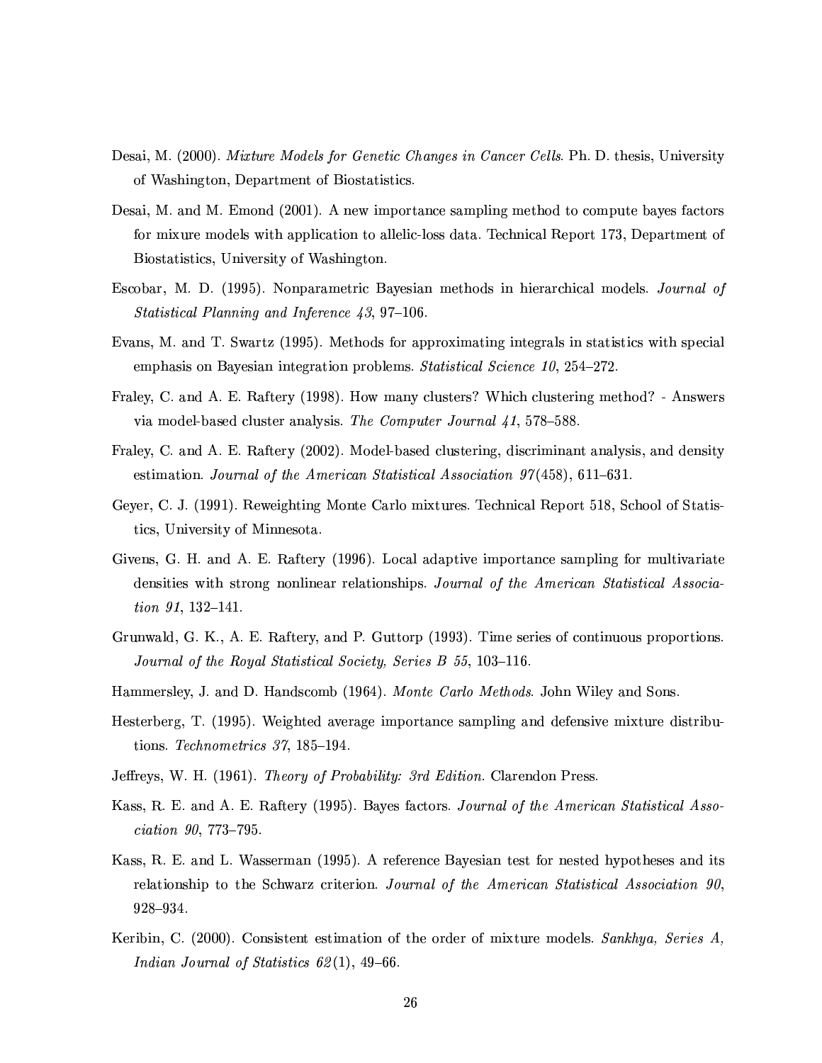Desai, M. (2000). *Mixture Models for Genetic Changes in Cancer Cells*. Ph. D. thesis, University of Washington, Department of Biostatistics.

Desai, M. and M. Emond (2001). A new importance sampling method to compute bayes factors for mixure models with application to allelic-loss data. Technical Report 173, Department of Biostatistics, University of Washington.

Escobar, M. D. (1995). Nonparametric Bayesian methods in hierarchical models. *Journal of Statistical Planning and Inference 43*, 97–106.

Evans, M. and T. Swartz (1995). Methods for approximating integrals in statistics with special emphasis on Bayesian integration problems. *Statistical Science 10*, 254–272.

Fraley, C. and A. E. Raftery (1998). How many clusters? Which clustering method? - Answers via model-based cluster analysis. *The Computer Journal 41*, 578–588.

Fraley, C. and A. E. Raftery (2002). Model-based clustering, discriminant analysis, and density estimation. *Journal of the American Statistical Association 97*(458), 611–631.

Geyer, C. J. (1991). Reweighting Monte Carlo mixtures. Technical Report 518, School of Statistics, University of Minnesota.

Givens, G. H. and A. E. Raftery (1996). Local adaptive importance sampling for multivariate densities with strong nonlinear relationships. *Journal of the American Statistical Association 91*, 132–141.

Grunwald, G. K., A. E. Raftery, and P. Guttorp (1993). Time series of continuous proportions. *Journal of the Royal Statistical Society, Series B 55*, 103–116.

Hammersley, J. and D. Handscomb (1964). *Monte Carlo Methods*. John Wiley and Sons.

Hesterberg, T. (1995). Weighted average importance sampling and defensive mixture distributions. *Technometrics 37*, 185–194.

Jeffreys, W. H. (1961). *Theory of Probability: 3rd Edition*. Clarendon Press.

Kass, R. E. and A. E. Raftery (1995). Bayes factors. *Journal of the American Statistical Association 90*, 773–795.

Kass, R. E. and L. Wasserman (1995). A reference Bayesian test for nested hypotheses and its relationship to the Schwarz criterion. *Journal of the American Statistical Association 90*, 928–934.

Keribin, C. (2000). Consistent estimation of the order of mixture models. *Sankhya, Series A, Indian Journal of Statistics 62*(1), 49–66.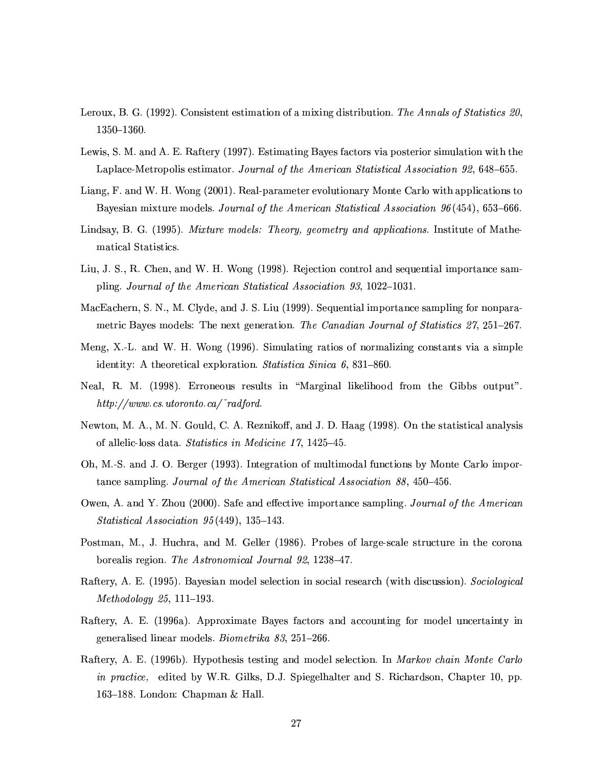Leroux, B. G. (1992). Consistent estimation of a mixing distribution. *The Annals of Statistics 20*, 1350–1360.

Lewis, S. M. and A. E. Raftery (1997). Estimating Bayes factors via posterior simulation with the Laplace-Metropolis estimator. *Journal of the American Statistical Association 92*, 648–655.

Liang, F. and W. H. Wong (2001). Real-parameter evolutionary Monte Carlo with applications to Bayesian mixture models. *Journal of the American Statistical Association 96*(454), 653–666.

Lindsay, B. G. (1995). *Mixture models: Theory, geometry and applications.* Institute of Mathematical Statistics.

Liu, J. S., R. Chen, and W. H. Wong (1998). Rejection control and sequential importance sampling. *Journal of the American Statistical Association 93*, 1022–1031.

MacEachern, S. N., M. Clyde, and J. S. Liu (1999). Sequential importance sampling for nonparametric Bayes models: The next generation. *The Canadian Journal of Statistics 27*, 251–267.

Meng, X.-L. and W. H. Wong (1996). Simulating ratios of normalizing constants via a simple identity: A theoretical exploration. *Statistica Sinica 6*, 831–860.

Neal, R. M. (1998). Erroneous results in "Marginal likelihood from the Gibbs output". *http://www.cs.utoronto.ca/~radford*.

Newton, M. A., M. N. Gould, C. A. Reznikoff, and J. D. Haag (1998). On the statistical analysis of allelic-loss data. *Statistics in Medicine 17*, 1425–45.

Oh, M.-S. and J. O. Berger (1993). Integration of multimodal functions by Monte Carlo importance sampling. *Journal of the American Statistical Association 88*, 450–456.

Owen, A. and Y. Zhou (2000). Safe and effective importance sampling. *Journal of the American Statistical Association 95*(449), 135–143.

Postman, M., J. Huchra, and M. Geller (1986). Probes of large-scale structure in the corona borealis region. *The Astronomical Journal 92*, 1238–47.

Raftery, A. E. (1995). Bayesian model selection in social research (with discussion). *Sociological Methodology 25*, 111–193.

Raftery, A. E. (1996a). Approximate Bayes factors and accounting for model uncertainty in generalised linear models. *Biometrika 83*, 251–266.

Raftery, A. E. (1996b). Hypothesis testing and model selection. In *Markov chain Monte Carlo in practice,* edited by W.R. Gilks, D.J. Spiegelhalter and S. Richardson, Chapter 10, pp. 163–188. London: Chapman & Hall.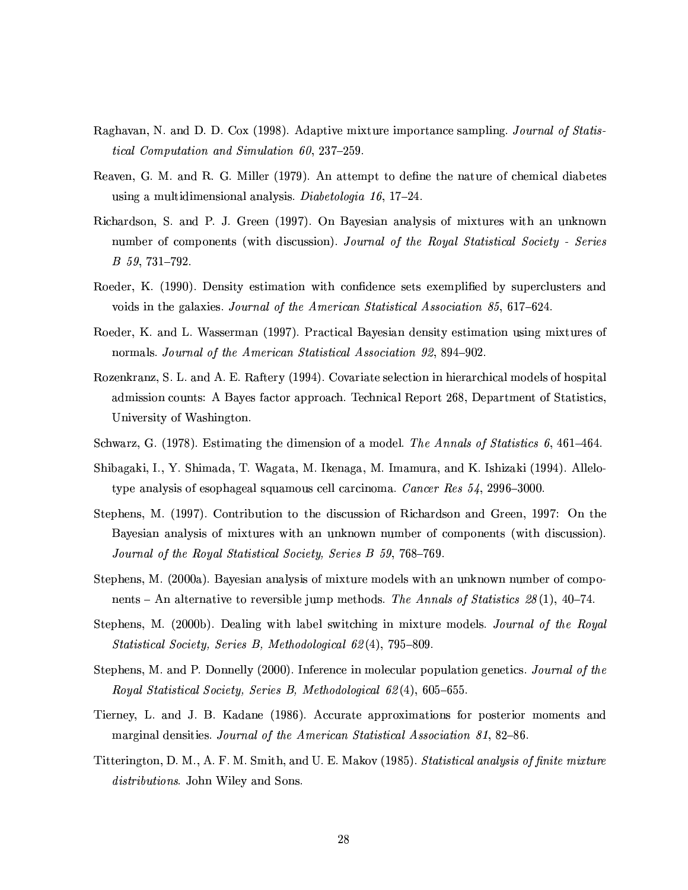Raghavan, N. and D. D. Cox (1998). Adaptive mixture importance sampling. *Journal of Statistical Computation and Simulation 60*, 237–259.

Reaven, G. M. and R. G. Miller (1979). An attempt to define the nature of chemical diabetes using a multidimensional analysis. *Diabetologia 16*, 17–24.

Richardson, S. and P. J. Green (1997). On Bayesian analysis of mixtures with an unknown number of components (with discussion). *Journal of the Royal Statistical Society - Series B 59*, 731–792.

Roeder, K. (1990). Density estimation with confidence sets exemplified by superclusters and voids in the galaxies. *Journal of the American Statistical Association 85*, 617–624.

Roeder, K. and L. Wasserman (1997). Practical Bayesian density estimation using mixtures of normals. *Journal of the American Statistical Association 92*, 894–902.

Rozenkranz, S. L. and A. E. Raftery (1994). Covariate selection in hierarchical models of hospital admission counts: A Bayes factor approach. Technical Report 268, Department of Statistics, University of Washington.

Schwarz, G. (1978). Estimating the dimension of a model. *The Annals of Statistics 6*, 461–464.

Shibagaki, I., Y. Shimada, T. Wagata, M. Ikenaga, M. Imamura, and K. Ishizaki (1994). Allelotype analysis of esophageal squamous cell carcinoma. *Cancer Res 54*, 2996–3000.

Stephens, M. (1997). Contribution to the discussion of Richardson and Green, 1997: On the Bayesian analysis of mixtures with an unknown number of components (with discussion). *Journal of the Royal Statistical Society, Series B 59*, 768–769.

Stephens, M. (2000a). Bayesian analysis of mixture models with an unknown number of components – An alternative to reversible jump methods. *The Annals of Statistics 28*(1), 40–74.

Stephens, M. (2000b). Dealing with label switching in mixture models. *Journal of the Royal Statistical Society, Series B, Methodological 62*(4), 795–809.

Stephens, M. and P. Donnelly (2000). Inference in molecular population genetics. *Journal of the Royal Statistical Society, Series B, Methodological 62*(4), 605–655.

Tierney, L. and J. B. Kadane (1986). Accurate approximations for posterior moments and marginal densities. *Journal of the American Statistical Association 81*, 82–86.

Titterington, D. M., A. F. M. Smith, and U. E. Makov (1985). *Statistical analysis of finite mixture distributions*. John Wiley and Sons.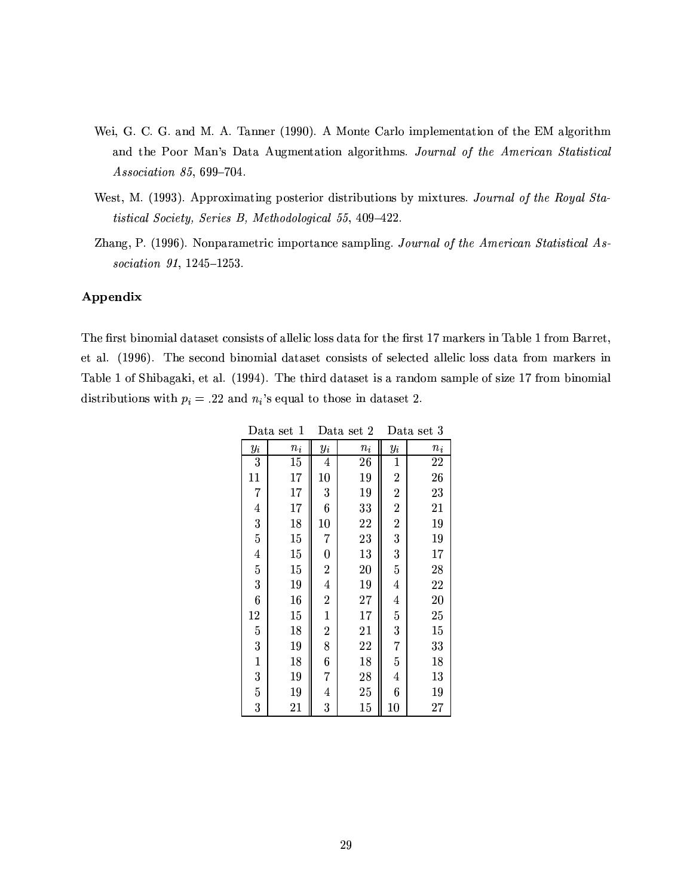Wei, G. C. G. and M. A. Tanner (1990). A Monte Carlo implementation of the EM algorithm and the Poor Man's Data Augmentation algorithms. *Journal of the American Statistical Association 85*, 699–704.

West, M. (1993). Approximating posterior distributions by mixtures. *Journal of the Royal Statistical Society, Series B, Methodological 55*, 409–422.

Zhang, P. (1996). Nonparametric importance sampling. *Journal of the American Statistical Association 91*, 1245–1253.

## Appendix

The first binomial dataset consists of allelic loss data for the first 17 markers in Table 1 from Barret, et al. (1996). The second binomial dataset consists of selected allelic loss data from markers in Table 1 of Shibagaki, et al. (1994). The third dataset is a random sample of size 17 from binomial distributions with $p_i = .22$ and $n_i$'s equal to those in dataset 2.

| Data set 1 | | Data set 2 | | Data set 3 | |
|---|---|---|---|---|---|
| $y_i$ | $n_i$ | $y_i$ | $n_i$ | $y_i$ | $n_i$ |
| 3 | 15 | 4 | 26 | 1 | 22 |
| 11 | 17 | 10 | 19 | 2 | 26 |
| 7 | 17 | 3 | 19 | 2 | 23 |
| 4 | 17 | 6 | 33 | 2 | 21 |
| 3 | 18 | 10 | 22 | 2 | 19 |
| 5 | 15 | 7 | 23 | 3 | 19 |
| 4 | 15 | 0 | 13 | 3 | 17 |
| 5 | 15 | 2 | 20 | 5 | 28 |
| 3 | 19 | 4 | 19 | 4 | 22 |
| 6 | 16 | 2 | 27 | 4 | 20 |
| 12 | 15 | 1 | 17 | 5 | 25 |
| 5 | 18 | 2 | 21 | 3 | 15 |
| 3 | 19 | 8 | 22 | 7 | 33 |
| 1 | 18 | 6 | 18 | 5 | 18 |
| 3 | 19 | 7 | 28 | 4 | 13 |
| 5 | 19 | 4 | 25 | 6 | 19 |
| 3 | 21 | 3 | 15 | 10 | 27 |